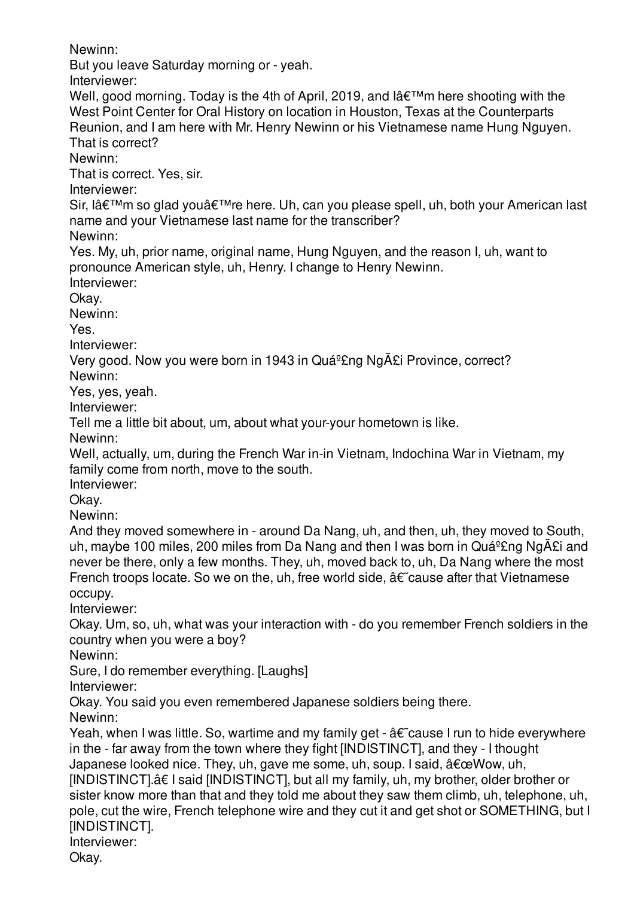Newinn:

But you leave Saturday morning or - yeah.

Interviewer:

Well, good morning. Today is the 4th of April, 2019, and Iâ€™m here shooting with the West Point Center for Oral History on location in Houston, Texas at the Counterparts Reunion, and I am here with Mr. Henry Newinn or his Vietnamese name Hung Nguyen. That is correct?

Newinn:

That is correct. Yes, sir.

Interviewer:

Sir, Iâ€™m so glad youâ€™re here. Uh, can you please spell, uh, both your American last name and your Vietnamese last name for the transcriber?

Newinn:

Yes. My, uh, prior name, original name, Hung Nguyen, and the reason I, uh, want to pronounce American style, uh, Henry. I change to Henry Newinn.

Interviewer:

Okay.

Newinn:

Yes.

Interviewer:

Very good. Now you were born in 1943 in Quáº£ng NgÃ£i Province, correct?

Newinn:

Yes, yes, yeah.

Interviewer:

Tell me a little bit about, um, about what your-your hometown is like.

Newinn:

Well, actually, um, during the French War in-in Vietnam, Indochina War in Vietnam, my family come from north, move to the south.

Interviewer:

Okay.

Newinn:

And they moved somewhere in - around Da Nang, uh, and then, uh, they moved to South, uh, maybe 100 miles, 200 miles from Da Nang and then I was born in Quáº£ng NgÃ£i and never be there, only a few months. They, uh, moved back to, uh, Da Nang where the most French troops locate. So we on the, uh, free world side, â€˜cause after that Vietnamese occupy.

Interviewer:

Okay. Um, so, uh, what was your interaction with - do you remember French soldiers in the country when you were a boy?

Newinn:

Sure, I do remember everything. [Laughs]

Interviewer:

Okay. You said you even remembered Japanese soldiers being there.

Newinn:

Yeah, when I was little. So, wartime and my family get - â€˜cause I run to hide everywhere in the - far away from the town where they fight [INDISTINCT], and they - I thought Japanese looked nice. They, uh, gave me some, uh, soup. I said, â€œWow, uh, [INDISTINCT].â€ I said [INDISTINCT], but all my family, uh, my brother, older brother or sister know more than that and they told me about they saw them climb, uh, telephone, uh, pole, cut the wire, French telephone wire and they cut it and get shot or SOMETHING, but I [INDISTINCT].

Interviewer:

Okay.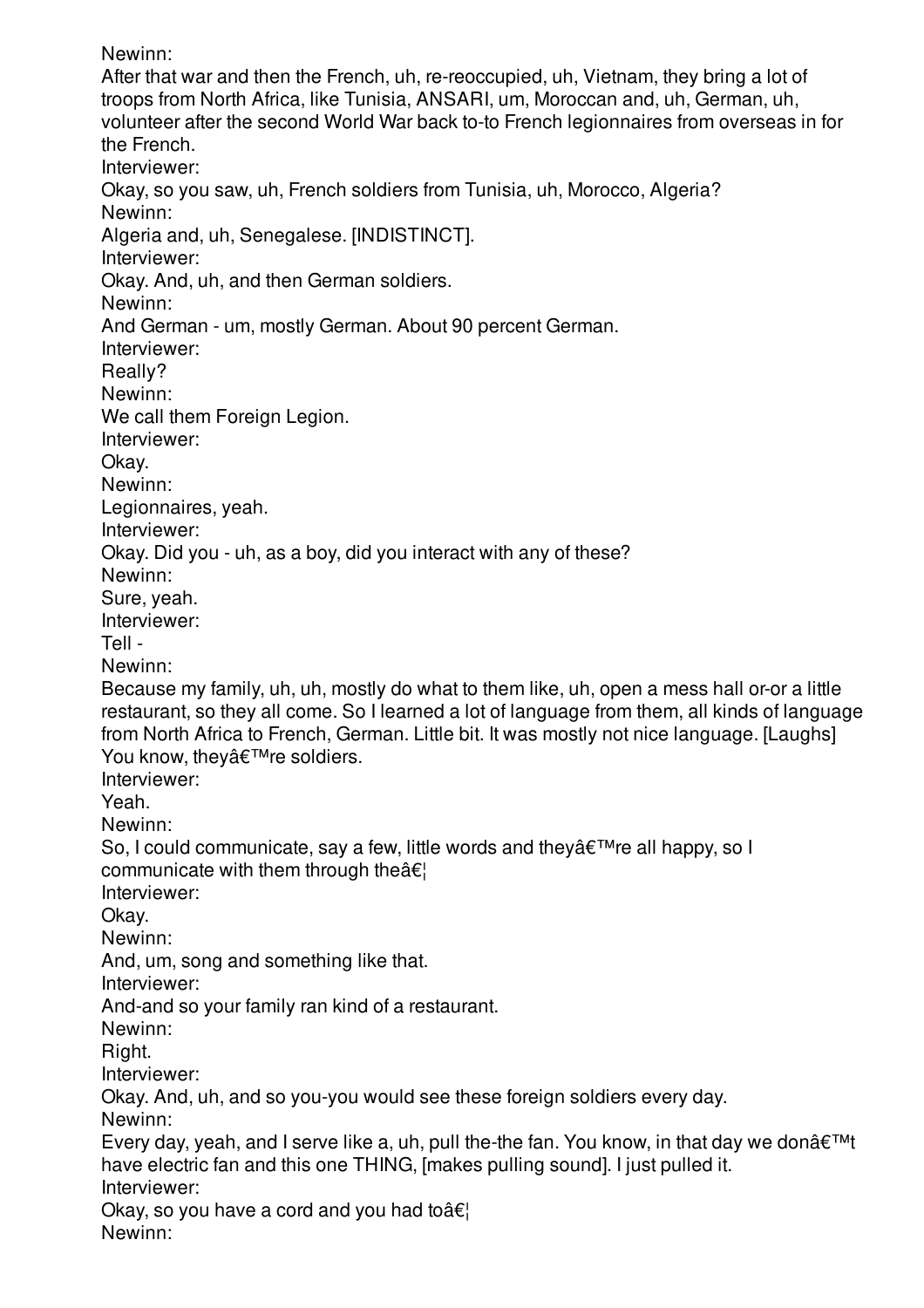Newinn:
After that war and then the French, uh, re-reoccupied, uh, Vietnam, they bring a lot of troops from North Africa, like Tunisia, ANSARI, um, Moroccan and, uh, German, uh, volunteer after the second World War back to-to French legionnaires from overseas in for the French.
Interviewer:
Okay, so you saw, uh, French soldiers from Tunisia, uh, Morocco, Algeria?
Newinn:
Algeria and, uh, Senegalese. [INDISTINCT].
Interviewer:
Okay. And, uh, and then German soldiers.
Newinn:
And German - um, mostly German. About 90 percent German.
Interviewer:
Really?
Newinn:
We call them Foreign Legion.
Interviewer:
Okay.
Newinn:
Legionnaires, yeah.
Interviewer:
Okay. Did you - uh, as a boy, did you interact with any of these?
Newinn:
Sure, yeah.
Interviewer:
Tell -
Newinn:
Because my family, uh, uh, mostly do what to them like, uh, open a mess hall or-or a little restaurant, so they all come. So I learned a lot of language from them, all kinds of language from North Africa to French, German. Little bit. It was mostly not nice language. [Laughs] You know, theyâ€™re soldiers.
Interviewer:
Yeah.
Newinn:
So, I could communicate, say a few, little words and theyâ€™re all happy, so I communicate with them through theâ€¦
Interviewer:
Okay.
Newinn:
And, um, song and something like that.
Interviewer:
And-and so your family ran kind of a restaurant.
Newinn:
Right.
Interviewer:
Okay. And, uh, and so you-you would see these foreign soldiers every day.
Newinn:
Every day, yeah, and I serve like a, uh, pull the-the fan. You know, in that day we donâ€™t have electric fan and this one THING, [makes pulling sound]. I just pulled it.
Interviewer:
Okay, so you have a cord and you had toâ€¦
Newinn: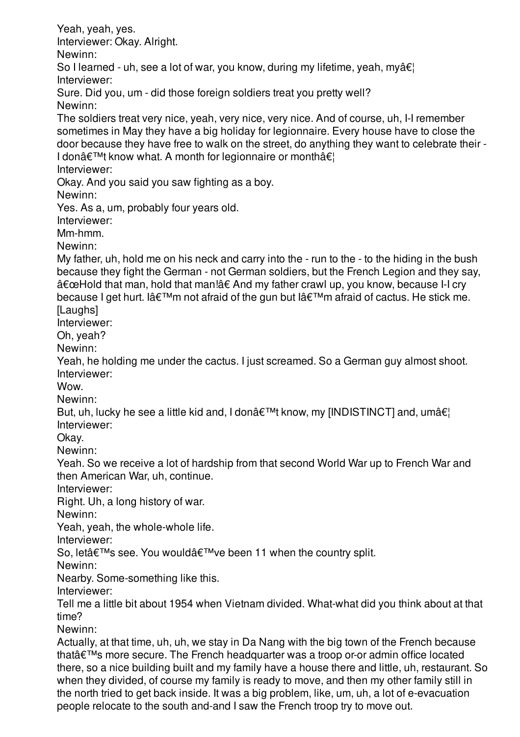Yeah, yeah, yes.

Interviewer: Okay. Alright.

Newinn:

So I learned - uh, see a lot of war, you know, during my lifetime, yeah, myâ€¦

Interviewer:

Sure. Did you, um - did those foreign soldiers treat you pretty well?

Newinn:

The soldiers treat very nice, yeah, very nice, very nice. And of course, uh, I-I remember sometimes in May they have a big holiday for legionnaire. Every house have to close the door because they have free to walk on the street, do anything they want to celebrate their - I donâ€™t know what. A month for legionnaire or monthâ€¦

Interviewer:

Okay. And you said you saw fighting as a boy.

Newinn:

Yes. As a, um, probably four years old.

Interviewer:

Mm-hmm.

Newinn:

My father, uh, hold me on his neck and carry into the - run to the - to the hiding in the bush because they fight the German - not German soldiers, but the French Legion and they say, â€œHold that man, hold that man!â€ And my father crawl up, you know, because I-I cry because I get hurt. Iâ€™m not afraid of the gun but Iâ€™m afraid of cactus. He stick me. [Laughs]

Interviewer:

Oh, yeah?

Newinn:

Yeah, he holding me under the cactus. I just screamed. So a German guy almost shoot.

Interviewer:

Wow.

Newinn:

But, uh, lucky he see a little kid and, I donâ€™t know, my [INDISTINCT] and, umâ€¦

Interviewer:

Okay.

Newinn:

Yeah. So we receive a lot of hardship from that second World War up to French War and then American War, uh, continue.

Interviewer:

Right. Uh, a long history of war.

Newinn:

Yeah, yeah, the whole-whole life.

Interviewer:

So, letâ€™s see. You wouldâ€™ve been 11 when the country split.

Newinn:

Nearby. Some-something like this.

Interviewer:

Tell me a little bit about 1954 when Vietnam divided. What-what did you think about at that time?

Newinn:

Actually, at that time, uh, uh, we stay in Da Nang with the big town of the French because thatâ€™s more secure. The French headquarter was a troop or-or admin office located there, so a nice building built and my family have a house there and little, uh, restaurant. So when they divided, of course my family is ready to move, and then my other family still in the north tried to get back inside. It was a big problem, like, um, uh, a lot of e-evacuation people relocate to the south and-and I saw the French troop try to move out.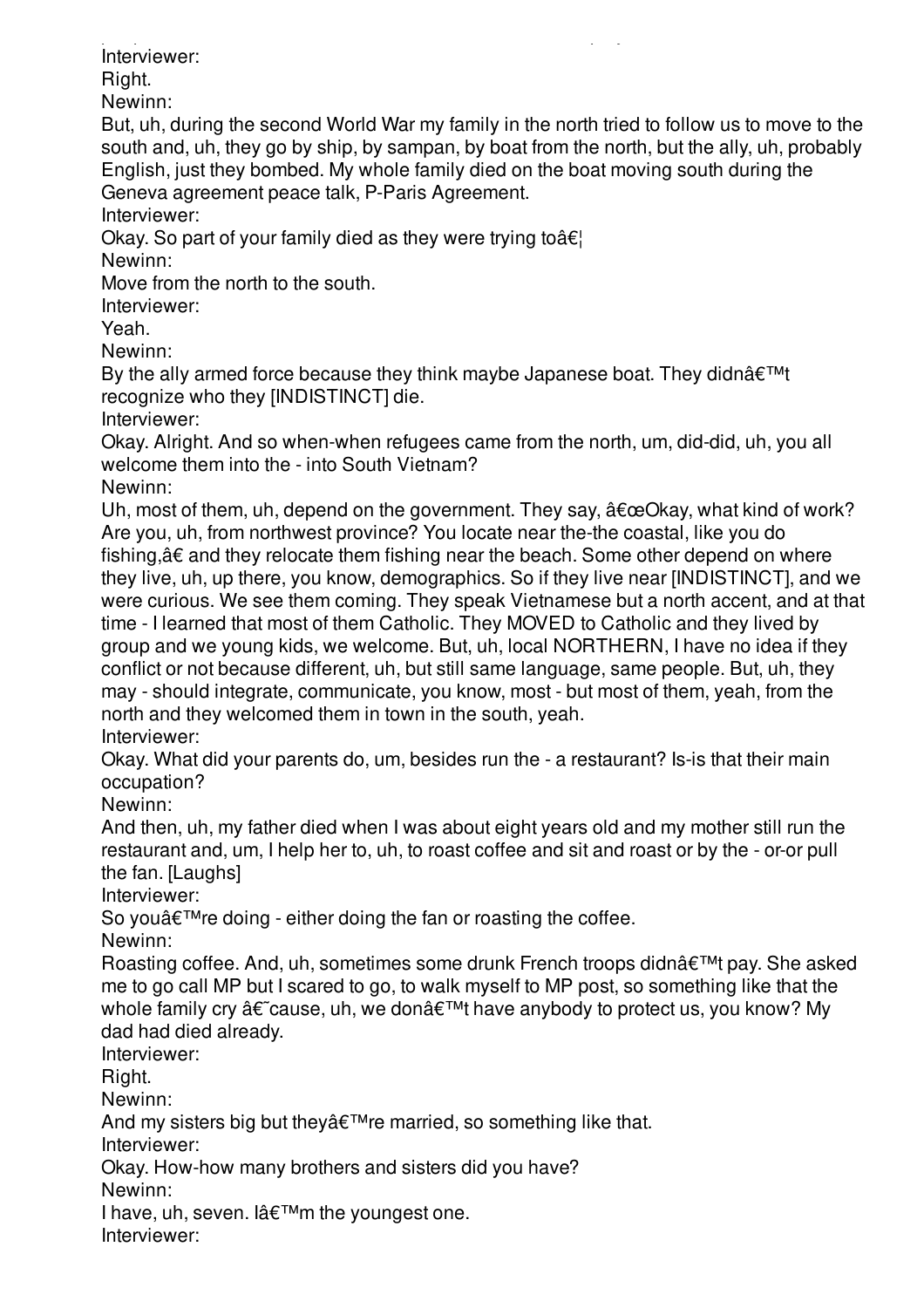Interviewer:

Right.

Newinn:

But, uh, during the second World War my family in the north tried to follow us to move to the south and, uh, they go by ship, by sampan, by boat from the north, but the ally, uh, probably English, just they bombed. My whole family died on the boat moving south during the Geneva agreement peace talk, P-Paris Agreement.

Interviewer:

Okay. So part of your family died as they were trying toâ€¦

Newinn:

Move from the north to the south.

Interviewer:

Yeah.

Newinn:

By the ally armed force because they think maybe Japanese boat. They didnâ€™t recognize who they [INDISTINCT] die.

Interviewer:

Okay. Alright. And so when-when refugees came from the north, um, did-did, uh, you all welcome them into the - into South Vietnam?

Newinn:

Uh, most of them, uh, depend on the government. They say, â€œOkay, what kind of work? Are you, uh, from northwest province? You locate near the-the coastal, like you do fishing,â€ and they relocate them fishing near the beach. Some other depend on where they live, uh, up there, you know, demographics. So if they live near [INDISTINCT], and we were curious. We see them coming. They speak Vietnamese but a north accent, and at that time - I learned that most of them Catholic. They MOVED to Catholic and they lived by group and we young kids, we welcome. But, uh, local NORTHERN, I have no idea if they conflict or not because different, uh, but still same language, same people. But, uh, they may - should integrate, communicate, you know, most - but most of them, yeah, from the north and they welcomed them in town in the south, yeah.

Interviewer:

Okay. What did your parents do, um, besides run the - a restaurant? Is-is that their main occupation?

Newinn:

And then, uh, my father died when I was about eight years old and my mother still run the restaurant and, um, I help her to, uh, to roast coffee and sit and roast or by the - or-or pull the fan. [Laughs]

Interviewer:

So youâ€™re doing - either doing the fan or roasting the coffee.

Newinn:

Roasting coffee. And, uh, sometimes some drunk French troops didnâ€™t pay. She asked me to go call MP but I scared to go, to walk myself to MP post, so something like that the whole family cry â€˜cause, uh, we donâ€™t have anybody to protect us, you know? My dad had died already.

Interviewer:

Right.

Newinn:

And my sisters big but theyâ€™re married, so something like that.

Interviewer:

Okay. How-how many brothers and sisters did you have?

Newinn:

I have, uh, seven. Iâ€™m the youngest one.

Interviewer: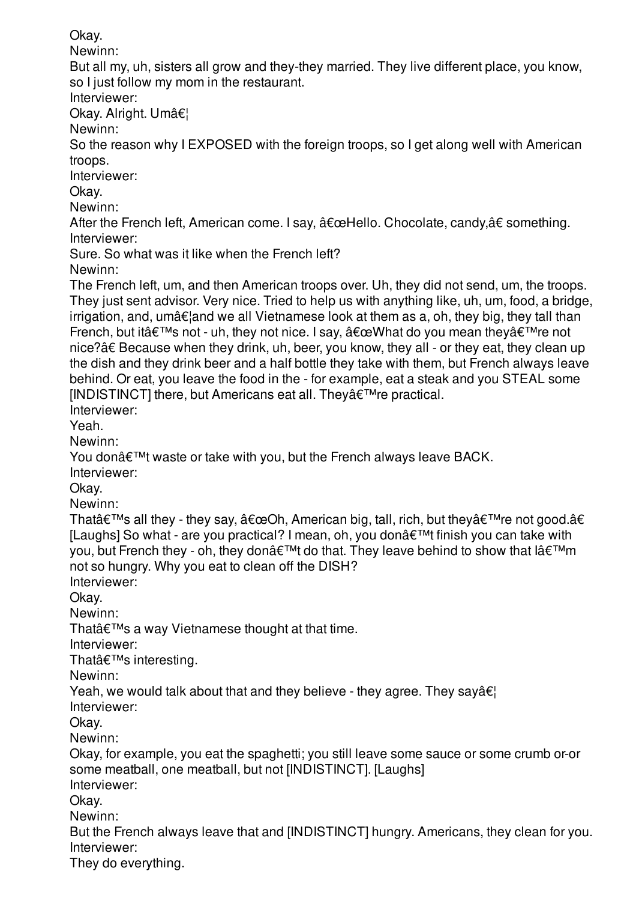Okay.
Newinn:
But all my, uh, sisters all grow and they-they married. They live different place, you know, so I just follow my mom in the restaurant.
Interviewer:
Okay. Alright. Umâ€¦
Newinn:
So the reason why I EXPOSED with the foreign troops, so I get along well with American troops.
Interviewer:
Okay.
Newinn:
After the French left, American come. I say, â€œHello. Chocolate, candy,â€ something.
Interviewer:
Sure. So what was it like when the French left?
Newinn:
The French left, um, and then American troops over. Uh, they did not send, um, the troops. They just sent advisor. Very nice. Tried to help us with anything like, uh, um, food, a bridge, irrigation, and, umâ€¦and we all Vietnamese look at them as a, oh, they big, they tall than French, but itâ€™s not - uh, they not nice. I say, â€œWhat do you mean theyâ€™re not nice?â€ Because when they drink, uh, beer, you know, they all - or they eat, they clean up the dish and they drink beer and a half bottle they take with them, but French always leave behind. Or eat, you leave the food in the - for example, eat a steak and you STEAL some [INDISTINCT] there, but Americans eat all. Theyâ€™re practical.
Interviewer:
Yeah.
Newinn:
You donâ€™t waste or take with you, but the French always leave BACK.
Interviewer:
Okay.
Newinn:
Thatâ€™s all they - they say, â€œOh, American big, tall, rich, but theyâ€™re not good.â€ [Laughs] So what - are you practical? I mean, oh, you donâ€™t finish you can take with you, but French they - oh, they donâ€™t do that. They leave behind to show that Iâ€™m not so hungry. Why you eat to clean off the DISH?
Interviewer:
Okay.
Newinn:
Thatâ€™s a way Vietnamese thought at that time.
Interviewer:
Thatâ€™s interesting.
Newinn:
Yeah, we would talk about that and they believe - they agree. They sayâ€¦
Interviewer:
Okay.
Newinn:
Okay, for example, you eat the spaghetti; you still leave some sauce or some crumb or-or some meatball, one meatball, but not [INDISTINCT]. [Laughs]
Interviewer:
Okay.
Newinn:
But the French always leave that and [INDISTINCT] hungry. Americans, they clean for you.
Interviewer:
They do everything.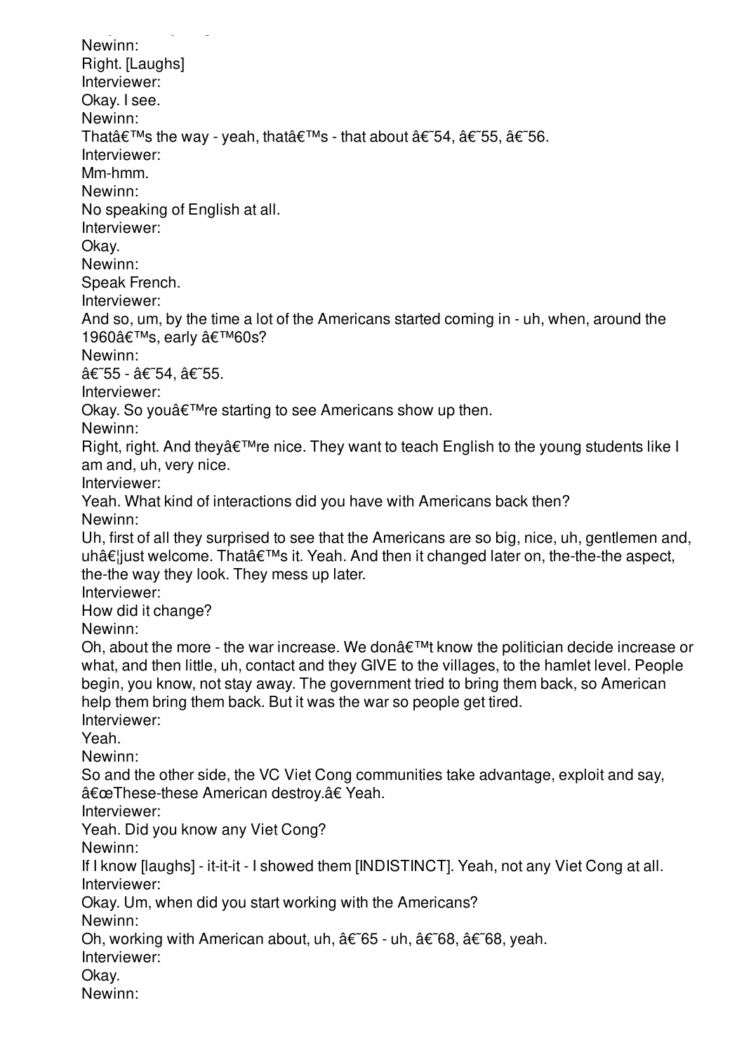Newinn:
Right. [Laughs]
Interviewer:
Okay. I see.
Newinn:
Thatâ€™s the way - yeah, thatâ€™s - that about â€˜54, â€˜55, â€˜56.
Interviewer:
Mm-hmm.
Newinn:
No speaking of English at all.
Interviewer:
Okay.
Newinn:
Speak French.
Interviewer:
And so, um, by the time a lot of the Americans started coming in - uh, when, around the 1960â€™s, early â€™60s?
Newinn:
â€˜55 - â€˜54, â€˜55.
Interviewer:
Okay. So youâ€™re starting to see Americans show up then.
Newinn:
Right, right. And theyâ€™re nice. They want to teach English to the young students like I am and, uh, very nice.
Interviewer:
Yeah. What kind of interactions did you have with Americans back then?
Newinn:
Uh, first of all they surprised to see that the Americans are so big, nice, uh, gentlemen and, uhâ€¦just welcome. Thatâ€™s it. Yeah. And then it changed later on, the-the-the aspect, the-the way they look. They mess up later.
Interviewer:
How did it change?
Newinn:
Oh, about the more - the war increase. We donâ€™t know the politician decide increase or what, and then little, uh, contact and they GIVE to the villages, to the hamlet level. People begin, you know, not stay away. The government tried to bring them back, so American help them bring them back. But it was the war so people get tired.
Interviewer:
Yeah.
Newinn:
So and the other side, the VC Viet Cong communities take advantage, exploit and say, â€œThese-these American destroy.â€ Yeah.
Interviewer:
Yeah. Did you know any Viet Cong?
Newinn:
If I know [laughs] - it-it-it - I showed them [INDISTINCT]. Yeah, not any Viet Cong at all.
Interviewer:
Okay. Um, when did you start working with the Americans?
Newinn:
Oh, working with American about, uh, â€˜65 - uh, â€˜68, â€˜68, yeah.
Interviewer:
Okay.
Newinn: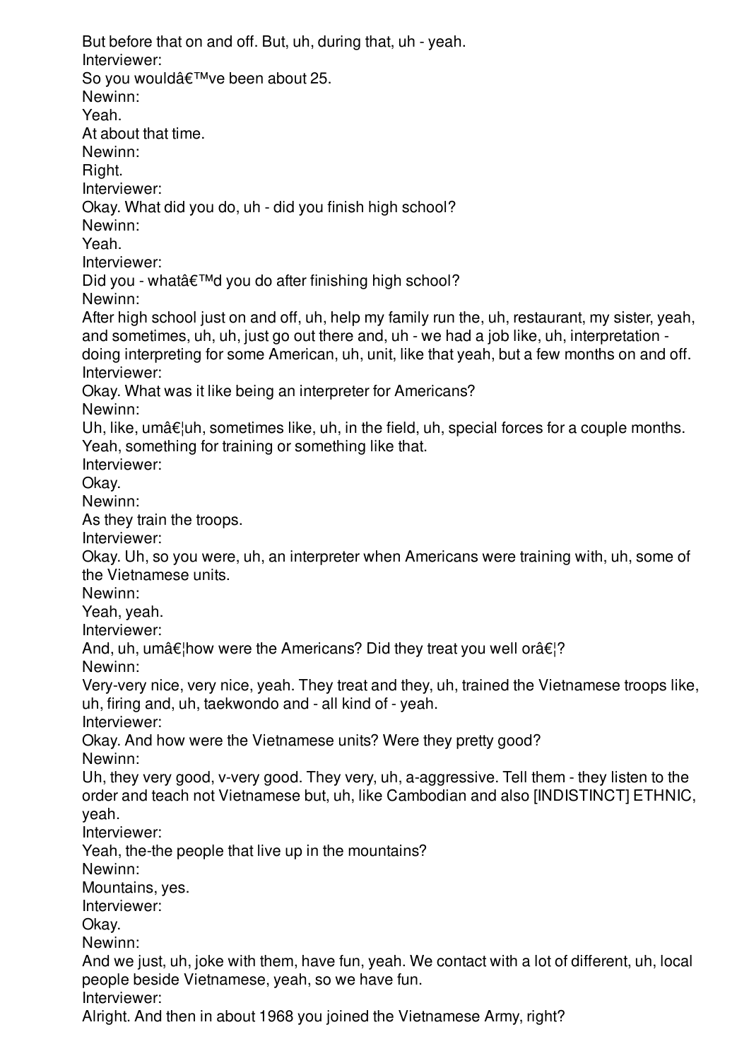But before that on and off. But, uh, during that, uh - yeah.

Interviewer:

So you wouldâ€™ve been about 25.

Newinn:

Yeah.

At about that time.

Newinn:

Right.

Interviewer:

Okay. What did you do, uh - did you finish high school?

Newinn:

Yeah.

Interviewer:

Did you - whatâ€™d you do after finishing high school?

Newinn:

After high school just on and off, uh, help my family run the, uh, restaurant, my sister, yeah, and sometimes, uh, uh, just go out there and, uh - we had a job like, uh, interpretation - doing interpreting for some American, uh, unit, like that yeah, but a few months on and off.

Interviewer:

Okay. What was it like being an interpreter for Americans?

Newinn:

Uh, like, umâ€¦uh, sometimes like, uh, in the field, uh, special forces for a couple months. Yeah, something for training or something like that.

Interviewer:

Okay.

Newinn:

As they train the troops.

Interviewer:

Okay. Uh, so you were, uh, an interpreter when Americans were training with, uh, some of the Vietnamese units.

Newinn:

Yeah, yeah.

Interviewer:

And, uh, umâ€¦how were the Americans? Did they treat you well orâ€¦?

Newinn:

Very-very nice, very nice, yeah. They treat and they, uh, trained the Vietnamese troops like, uh, firing and, uh, taekwondo and - all kind of - yeah.

Interviewer:

Okay. And how were the Vietnamese units? Were they pretty good?

Newinn:

Uh, they very good, v-very good. They very, uh, a-aggressive. Tell them - they listen to the order and teach not Vietnamese but, uh, like Cambodian and also [INDISTINCT] ETHNIC, yeah.

Interviewer:

Yeah, the-the people that live up in the mountains?

Newinn:

Mountains, yes.

Interviewer:

Okay.

Newinn:

And we just, uh, joke with them, have fun, yeah. We contact with a lot of different, uh, local people beside Vietnamese, yeah, so we have fun.

Interviewer:

Alright. And then in about 1968 you joined the Vietnamese Army, right?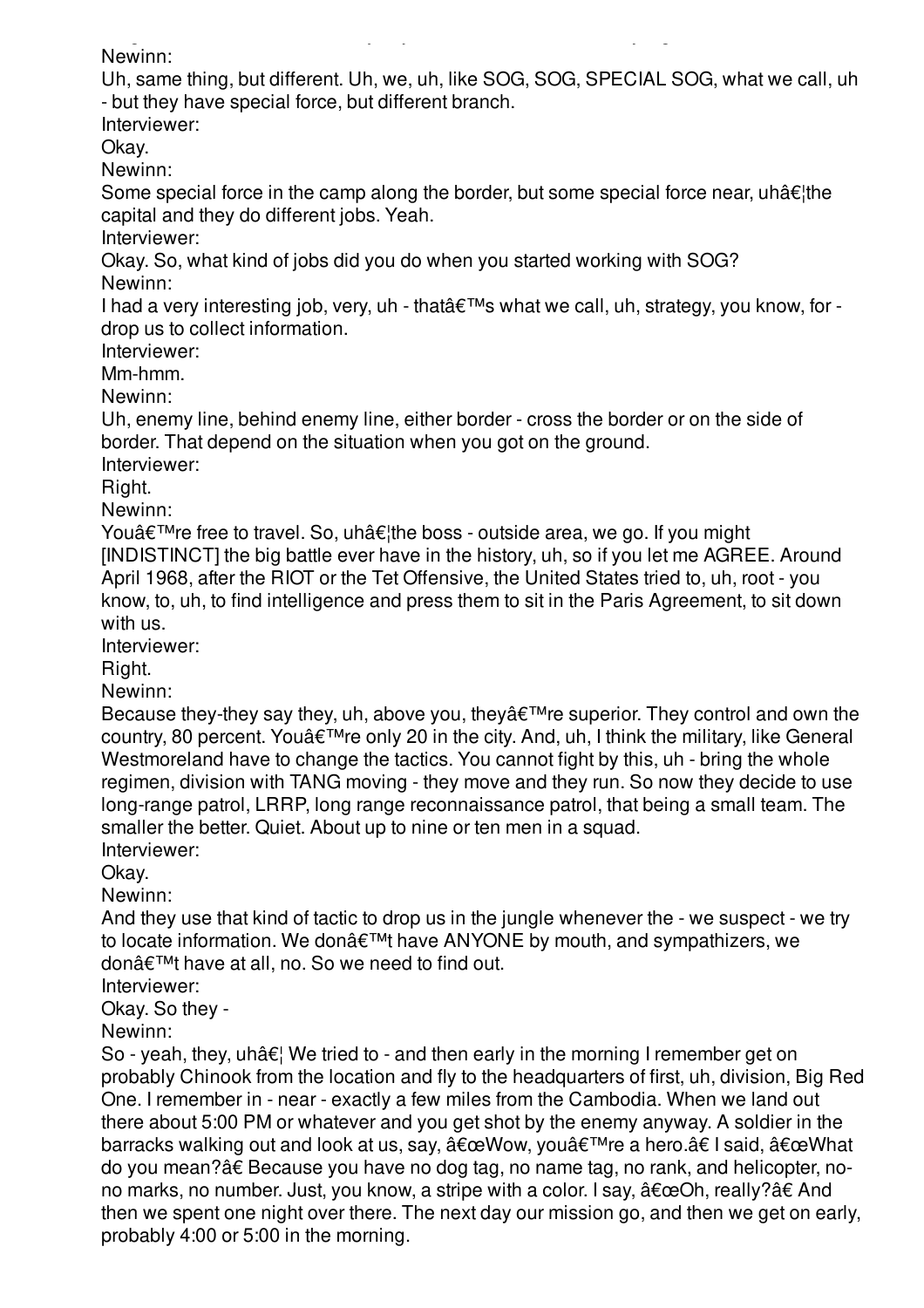Newinn:

Uh, same thing, but different. Uh, we, uh, like SOG, SOG, SPECIAL SOG, what we call, uh - but they have special force, but different branch.

Interviewer:

Okay.

Newinn:

Some special force in the camp along the border, but some special force near, uhâ€¦the capital and they do different jobs. Yeah.

Interviewer:

Okay. So, what kind of jobs did you do when you started working with SOG?

Newinn:

I had a very interesting job, very, uh - thatâ€™s what we call, uh, strategy, you know, for - drop us to collect information.

Interviewer:

Mm-hmm.

Newinn:

Uh, enemy line, behind enemy line, either border - cross the border or on the side of border. That depend on the situation when you got on the ground.

Interviewer:

Right.

Newinn:

Youâ€™re free to travel. So, uhâ€¦the boss - outside area, we go. If you might [INDISTINCT] the big battle ever have in the history, uh, so if you let me AGREE. Around April 1968, after the RIOT or the Tet Offensive, the United States tried to, uh, root - you know, to, uh, to find intelligence and press them to sit in the Paris Agreement, to sit down with us.

Interviewer:

Right.

Newinn:

Because they-they say they, uh, above you, theyâ€™re superior. They control and own the country, 80 percent. Youâ€™re only 20 in the city. And, uh, I think the military, like General Westmoreland have to change the tactics. You cannot fight by this, uh - bring the whole regimen, division with TANG moving - they move and they run. So now they decide to use long-range patrol, LRRP, long range reconnaissance patrol, that being a small team. The smaller the better. Quiet. About up to nine or ten men in a squad.

Interviewer:

Okay.

Newinn:

And they use that kind of tactic to drop us in the jungle whenever the - we suspect - we try to locate information. We donâ€™t have ANYONE by mouth, and sympathizers, we donâ€™t have at all, no. So we need to find out.

Interviewer:

Okay. So they -

Newinn:

So - yeah, they, uhâ€¦ We tried to - and then early in the morning I remember get on probably Chinook from the location and fly to the headquarters of first, uh, division, Big Red One. I remember in - near - exactly a few miles from the Cambodia. When we land out there about 5:00 PM or whatever and you get shot by the enemy anyway. A soldier in the barracks walking out and look at us, say, â€œWow, youâ€™re a hero.â€ I said, â€œWhat do you mean?â€ Because you have no dog tag, no name tag, no rank, and helicopter, no-no marks, no number. Just, you know, a stripe with a color. I say, â€œOh, really?â€ And then we spent one night over there. The next day our mission go, and then we get on early, probably 4:00 or 5:00 in the morning.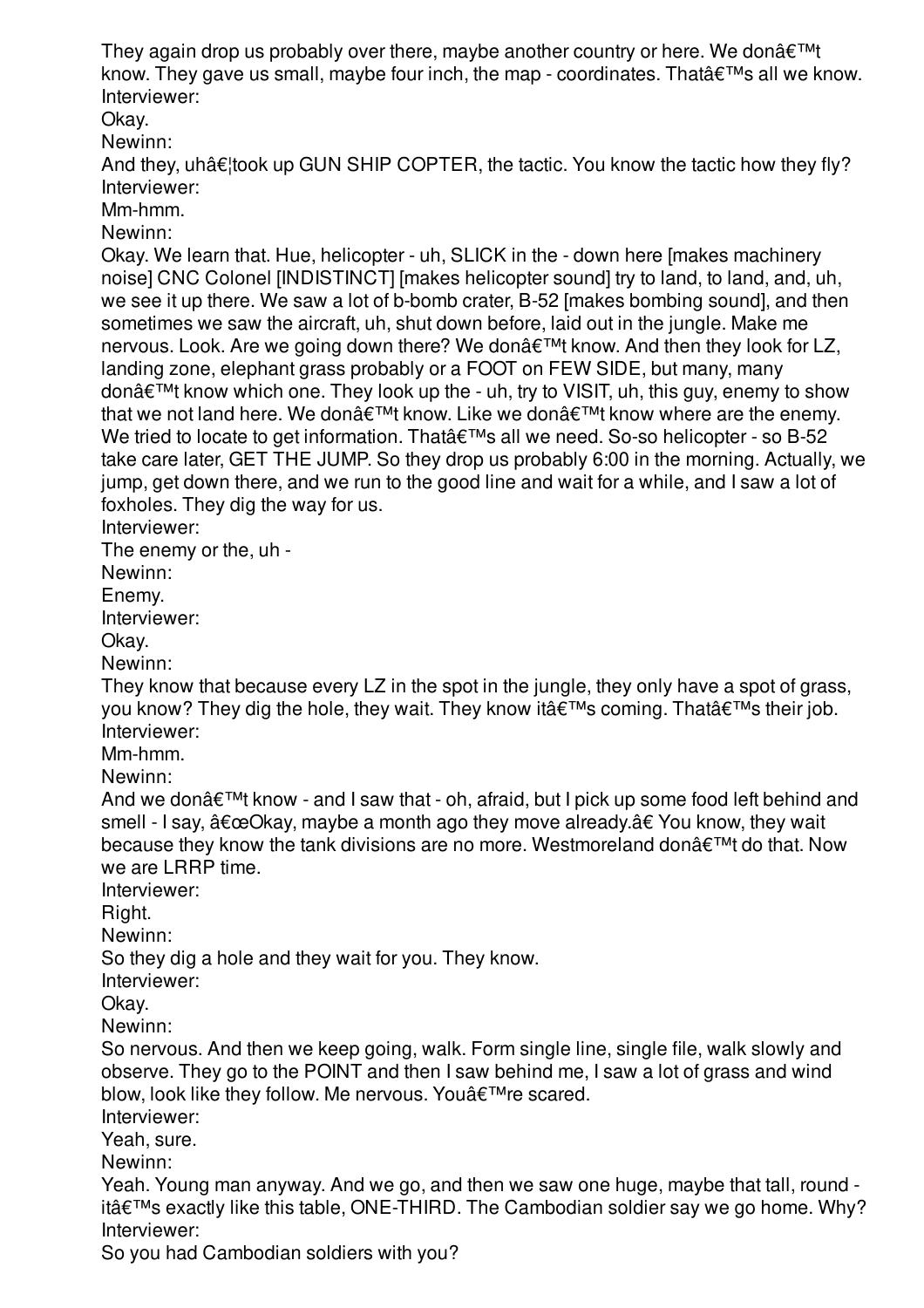They again drop us probably over there, maybe another country or here. We donâ€™t know. They gave us small, maybe four inch, the map - coordinates. Thatâ€™s all we know.

Interviewer:

Okay.

Newinn:

And they, uhâ€¦took up GUN SHIP COPTER, the tactic. You know the tactic how they fly?

Interviewer:

Mm-hmm.

Newinn:

Okay. We learn that. Hue, helicopter - uh, SLICK in the - down here [makes machinery noise] CNC Colonel [INDISTINCT] [makes helicopter sound] try to land, to land, and, uh, we see it up there. We saw a lot of b-bomb crater, B-52 [makes bombing sound], and then sometimes we saw the aircraft, uh, shut down before, laid out in the jungle. Make me nervous. Look. Are we going down there? We donâ€™t know. And then they look for LZ, landing zone, elephant grass probably or a FOOT on FEW SIDE, but many, many donâ€™t know which one. They look up the - uh, try to VISIT, uh, this guy, enemy to show that we not land here. We donâ€™t know. Like we donâ€™t know where are the enemy. We tried to locate to get information. Thatâ€™s all we need. So-so helicopter - so B-52 take care later, GET THE JUMP. So they drop us probably 6:00 in the morning. Actually, we jump, get down there, and we run to the good line and wait for a while, and I saw a lot of foxholes. They dig the way for us.

Interviewer:

The enemy or the, uh -

Newinn:

Enemy.

Interviewer:

Okay.

Newinn:

They know that because every LZ in the spot in the jungle, they only have a spot of grass, you know? They dig the hole, they wait. They know itâ€™s coming. Thatâ€™s their job.

Interviewer:

Mm-hmm.

Newinn:

And we donâ€™t know - and I saw that - oh, afraid, but I pick up some food left behind and smell - I say, â€œOkay, maybe a month ago they move already.â€ You know, they wait because they know the tank divisions are no more. Westmoreland donâ€™t do that. Now we are LRRP time.

Interviewer:

Right.

Newinn:

So they dig a hole and they wait for you. They know.

Interviewer:

Okay.

Newinn:

So nervous. And then we keep going, walk. Form single line, single file, walk slowly and observe. They go to the POINT and then I saw behind me, I saw a lot of grass and wind blow, look like they follow. Me nervous. Youâ€™re scared.

Interviewer:

Yeah, sure.

Newinn:

Yeah. Young man anyway. And we go, and then we saw one huge, maybe that tall, round - itâ€™s exactly like this table, ONE-THIRD. The Cambodian soldier say we go home. Why?

Interviewer:

So you had Cambodian soldiers with you?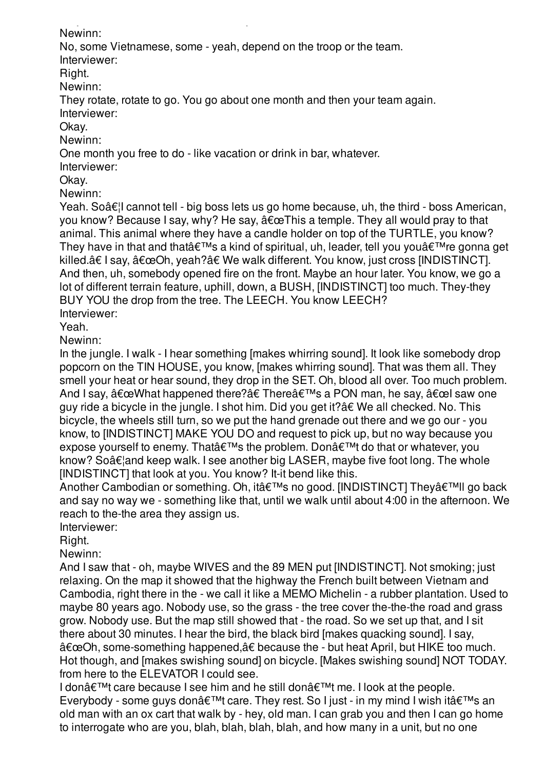Newinn:

No, some Vietnamese, some - yeah, depend on the troop or the team.

Interviewer:

Right.

Newinn:

They rotate, rotate to go. You go about one month and then your team again.

Interviewer:

Okay.

Newinn:

One month you free to do - like vacation or drink in bar, whatever.

Interviewer:

Okay.

Newinn:

Yeah. Soâ€¦I cannot tell - big boss lets us go home because, uh, the third - boss American, you know? Because I say, why? He say, â€œThis a temple. They all would pray to that animal. This animal where they have a candle holder on top of the TURTLE, you know? They have in that and thatâ€™s a kind of spiritual, uh, leader, tell you youâ€™re gonna get killed.â€ I say, â€œOh, yeah?â€ We walk different. You know, just cross [INDISTINCT]. And then, uh, somebody opened fire on the front. Maybe an hour later. You know, we go a lot of different terrain feature, uphill, down, a BUSH, [INDISTINCT] too much. They-they BUY YOU the drop from the tree. The LEECH. You know LEECH?

Interviewer:

Yeah.

Newinn:

In the jungle. I walk - I hear something [makes whirring sound]. It look like somebody drop popcorn on the TIN HOUSE, you know, [makes whirring sound]. That was them all. They smell your heat or hear sound, they drop in the SET. Oh, blood all over. Too much problem. And I say, â€œWhat happened there?â€ Thereâ€™s a PON man, he say, â€œI saw one guy ride a bicycle in the jungle. I shot him. Did you get it?â€ We all checked. No. This bicycle, the wheels still turn, so we put the hand grenade out there and we go our - you know, to [INDISTINCT] MAKE YOU DO and request to pick up, but no way because you expose yourself to enemy. Thatâ€™s the problem. Donâ€™t do that or whatever, you know? Soâ€¦and keep walk. I see another big LASER, maybe five foot long. The whole [INDISTINCT] that look at you. You know? It-it bend like this.

Another Cambodian or something. Oh, itâ€™s no good. [INDISTINCT] Theyâ€™ll go back and say no way we - something like that, until we walk until about 4:00 in the afternoon. We reach to the-the area they assign us.

Interviewer:

Right.

Newinn:

And I saw that - oh, maybe WIVES and the 89 MEN put [INDISTINCT]. Not smoking; just relaxing. On the map it showed that the highway the French built between Vietnam and Cambodia, right there in the - we call it like a MEMO Michelin - a rubber plantation. Used to maybe 80 years ago. Nobody use, so the grass - the tree cover the-the-the road and grass grow. Nobody use. But the map still showed that - the road. So we set up that, and I sit there about 30 minutes. I hear the bird, the black bird [makes quacking sound]. I say, â€œOh, some-something happened,â€ because the - but heat April, but HIKE too much. Hot though, and [makes swishing sound] on bicycle. [Makes swishing sound] NOT TODAY. from here to the ELEVATOR I could see.

I donâ€™t care because I see him and he still donâ€™t me. I look at the people. Everybody - some guys donâ€™t care. They rest. So I just - in my mind I wish itâ€™s an old man with an ox cart that walk by - hey, old man. I can grab you and then I can go home to interrogate who are you, blah, blah, blah, blah, and how many in a unit, but no one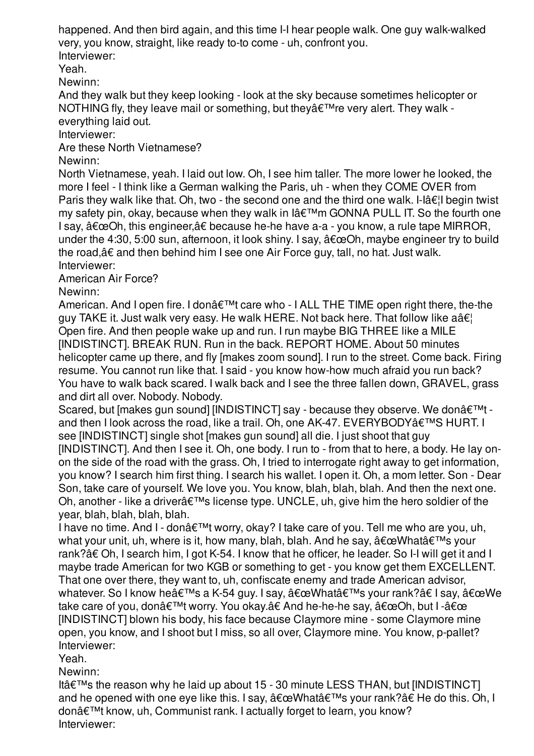happened. And then bird again, and this time I-I hear people walk. One guy walk-walked very, you know, straight, like ready to-to come - uh, confront you.

Interviewer:

Yeah.

Newinn:

And they walk but they keep looking - look at the sky because sometimes helicopter or NOTHING fly, they leave mail or something, but theyâ€™re very alert. They walk - everything laid out.

Interviewer:

Are these North Vietnamese?

Newinn:

North Vietnamese, yeah. I laid out low. Oh, I see him taller. The more lower he looked, the more I feel - I think like a German walking the Paris, uh - when they COME OVER from Paris they walk like that. Oh, two - the second one and the third one walk. I-Iâ€¦I begin twist my safety pin, okay, because when they walk in Iâ€™m GONNA PULL IT. So the fourth one I say, â€œOh, this engineer,â€ because he-he have a-a - you know, a rule tape MIRROR, under the 4:30, 5:00 sun, afternoon, it look shiny. I say, â€œOh, maybe engineer try to build the road,â€ and then behind him I see one Air Force guy, tall, no hat. Just walk.

Interviewer:

American Air Force?

Newinn:

American. And I open fire. I donâ€™t care who - I ALL THE TIME open right there, the-the guy TAKE it. Just walk very easy. He walk HERE. Not back here. That follow like aâ€¦ Open fire. And then people wake up and run. I run maybe BIG THREE like a MILE [INDISTINCT]. BREAK RUN. Run in the back. REPORT HOME. About 50 minutes helicopter came up there, and fly [makes zoom sound]. I run to the street. Come back. Firing resume. You cannot run like that. I said - you know how-how much afraid you run back? You have to walk back scared. I walk back and I see the three fallen down, GRAVEL, grass and dirt all over. Nobody. Nobody.

Scared, but [makes gun sound] [INDISTINCT] say - because they observe. We donâ€™t - and then I look across the road, like a trail. Oh, one AK-47. EVERYBODYâ€™S HURT. I see [INDISTINCT] single shot [makes gun sound] all die. I just shoot that guy [INDISTINCT]. And then I see it. Oh, one body. I run to - from that to here, a body. He lay on-on the side of the road with the grass. Oh, I tried to interrogate right away to get information, you know? I search him first thing. I search his wallet. I open it. Oh, a mom letter. Son - Dear Son, take care of yourself. We love you. You know, blah, blah, blah. And then the next one. Oh, another - like a driverâ€™s license type. UNCLE, uh, give him the hero soldier of the year, blah, blah, blah, blah.

I have no time. And I - donâ€™t worry, okay? I take care of you. Tell me who are you, uh, what your unit, uh, where is it, how many, blah, blah. And he say, â€œWhatâ€™s your rank?â€ Oh, I search him, I got K-54. I know that he officer, he leader. So I-I will get it and I maybe trade American for two KGB or something to get - you know get them EXCELLENT. That one over there, they want to, uh, confiscate enemy and trade American advisor, whatever. So I know heâ€™s a K-54 guy. I say, â€œWhatâ€™s your rank?â€ I say, â€œWe take care of you, donâ€™t worry. You okay.â€ And he-he-he say, â€œOh, but I -â€œ [INDISTINCT] blown his body, his face because Claymore mine - some Claymore mine open, you know, and I shoot but I miss, so all over, Claymore mine. You know, p-pallet?

Interviewer:

Yeah.

Newinn:

Itâ€™s the reason why he laid up about 15 - 30 minute LESS THAN, but [INDISTINCT] and he opened with one eye like this. I say, â€œWhatâ€™s your rank?â€ He do this. Oh, I donâ€™t know, uh, Communist rank. I actually forget to learn, you know?

Interviewer: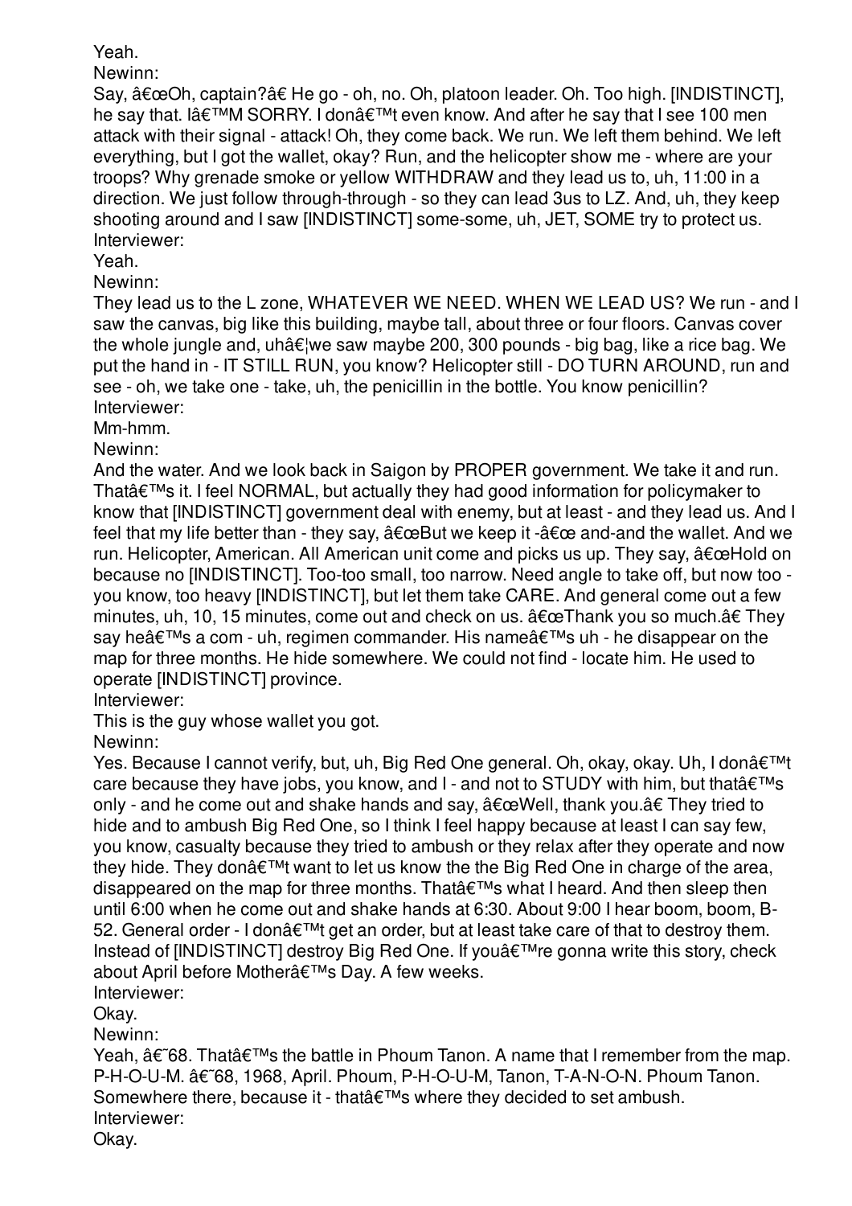Yeah.

Newinn:

Say, â€œOh, captain?â€ He go - oh, no. Oh, platoon leader. Oh. Too high. [INDISTINCT], he say that. Iâ€™M SORRY. I donâ€™t even know. And after he say that I see 100 men attack with their signal - attack! Oh, they come back. We run. We left them behind. We left everything, but I got the wallet, okay? Run, and the helicopter show me - where are your troops? Why grenade smoke or yellow WITHDRAW and they lead us to, uh, 11:00 in a direction. We just follow through-through - so they can lead 3us to LZ. And, uh, they keep shooting around and I saw [INDISTINCT] some-some, uh, JET, SOME try to protect us.

Interviewer:

Yeah.

Newinn:

They lead us to the L zone, WHATEVER WE NEED. WHEN WE LEAD US? We run - and I saw the canvas, big like this building, maybe tall, about three or four floors. Canvas cover the whole jungle and, uhâ€¦we saw maybe 200, 300 pounds - big bag, like a rice bag. We put the hand in - IT STILL RUN, you know? Helicopter still - DO TURN AROUND, run and see - oh, we take one - take, uh, the penicillin in the bottle. You know penicillin?

Interviewer:

Mm-hmm.

Newinn:

And the water. And we look back in Saigon by PROPER government. We take it and run. Thatâ€™s it. I feel NORMAL, but actually they had good information for policymaker to know that [INDISTINCT] government deal with enemy, but at least - and they lead us. And I feel that my life better than - they say, â€œBut we keep it -â€œ and-and the wallet. And we run. Helicopter, American. All American unit come and picks us up. They say, â€œHold on because no [INDISTINCT]. Too-too small, too narrow. Need angle to take off, but now too - you know, too heavy [INDISTINCT], but let them take CARE. And general come out a few minutes, uh, 10, 15 minutes, come out and check on us. â€œThank you so much.â€ They say heâ€™s a com - uh, regimen commander. His nameâ€™s uh - he disappear on the map for three months. He hide somewhere. We could not find - locate him. He used to operate [INDISTINCT] province.

Interviewer:

This is the guy whose wallet you got.

Newinn:

Yes. Because I cannot verify, but, uh, Big Red One general. Oh, okay, okay. Uh, I donâ€™t care because they have jobs, you know, and I - and not to STUDY with him, but thatâ€™s only - and he come out and shake hands and say, â€œWell, thank you.â€ They tried to hide and to ambush Big Red One, so I think I feel happy because at least I can say few, you know, casualty because they tried to ambush or they relax after they operate and now they hide. They donâ€™t want to let us know the the Big Red One in charge of the area, disappeared on the map for three months. Thatâ€™s what I heard. And then sleep then until 6:00 when he come out and shake hands at 6:30. About 9:00 I hear boom, boom, B-52. General order - I donâ€™t get an order, but at least take care of that to destroy them. Instead of [INDISTINCT] destroy Big Red One. If youâ€™re gonna write this story, check about April before Motherâ€™s Day. A few weeks.

Interviewer:

Okay.

Newinn:

Yeah, â€˜68. Thatâ€™s the battle in Phoum Tanon. A name that I remember from the map. P-H-O-U-M. â€˜68, 1968, April. Phoum, P-H-O-U-M, Tanon, T-A-N-O-N. Phoum Tanon. Somewhere there, because it - thatâ€™s where they decided to set ambush.

Interviewer:

Okay.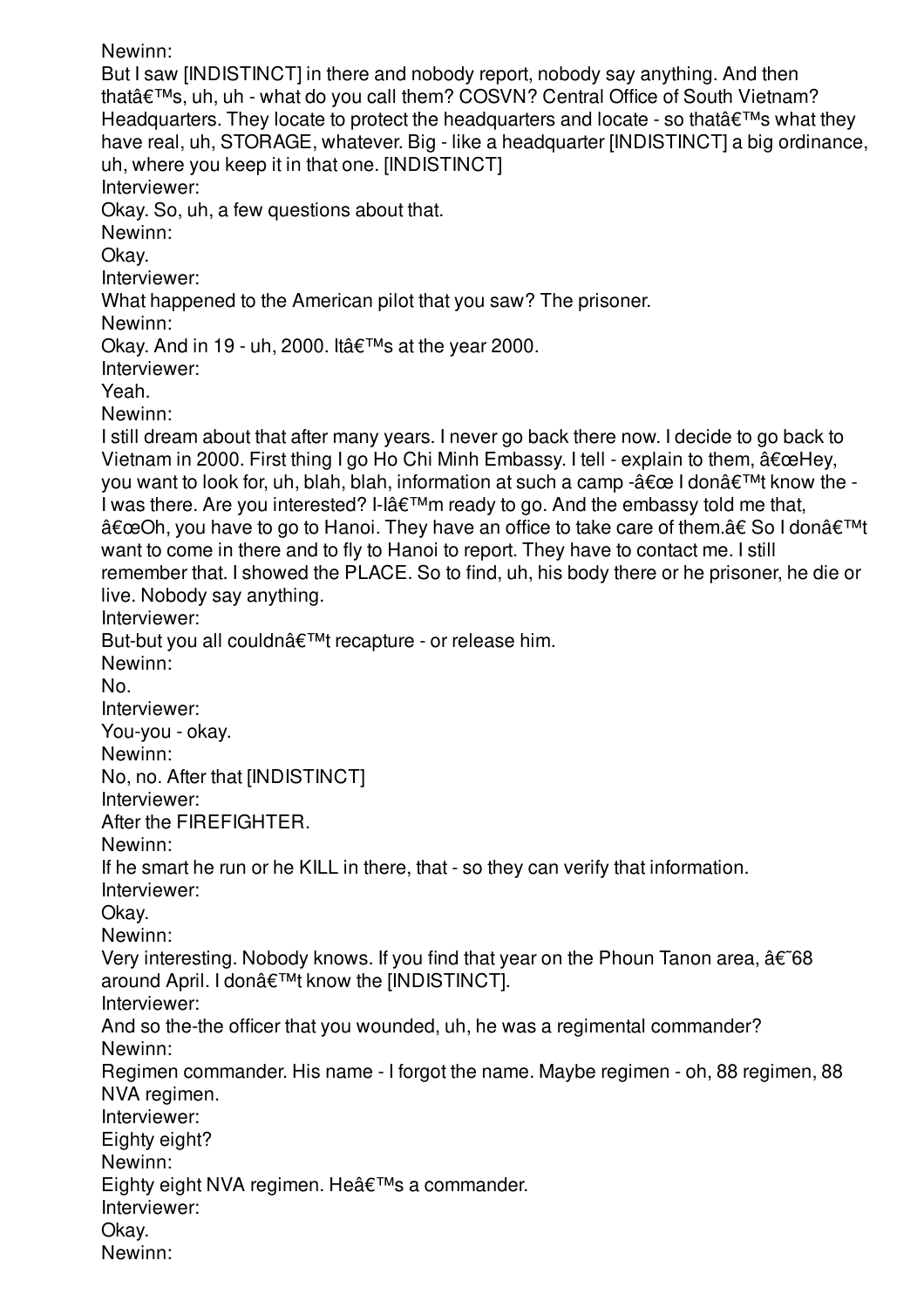Newinn:
But I saw [INDISTINCT] in there and nobody report, nobody say anything. And then thatâ€™s, uh, uh - what do you call them? COSVN? Central Office of South Vietnam? Headquarters. They locate to protect the headquarters and locate - so thatâ€™s what they have real, uh, STORAGE, whatever. Big - like a headquarter [INDISTINCT] a big ordinance, uh, where you keep it in that one. [INDISTINCT]
Interviewer:
Okay. So, uh, a few questions about that.
Newinn:
Okay.
Interviewer:
What happened to the American pilot that you saw? The prisoner.
Newinn:
Okay. And in 19 - uh, 2000. Itâ€™s at the year 2000.
Interviewer:
Yeah.
Newinn:
I still dream about that after many years. I never go back there now. I decide to go back to Vietnam in 2000. First thing I go Ho Chi Minh Embassy. I tell - explain to them, â€œHey, you want to look for, uh, blah, blah, information at such a camp -â€œ I donâ€™t know the - I was there. Are you interested? I-Iâ€™m ready to go. And the embassy told me that, â€œOh, you have to go to Hanoi. They have an office to take care of them.â€ So I donâ€™t want to come in there and to fly to Hanoi to report. They have to contact me. I still remember that. I showed the PLACE. So to find, uh, his body there or he prisoner, he die or live. Nobody say anything.
Interviewer:
But-but you all couldnâ€™t recapture - or release him.
Newinn:
No.
Interviewer:
You-you - okay.
Newinn:
No, no. After that [INDISTINCT]
Interviewer:
After the FIREFIGHTER.
Newinn:
If he smart he run or he KILL in there, that - so they can verify that information.
Interviewer:
Okay.
Newinn:
Very interesting. Nobody knows. If you find that year on the Phoun Tanon area, â€˜68 around April. I donâ€™t know the [INDISTINCT].
Interviewer:
And so the-the officer that you wounded, uh, he was a regimental commander?
Newinn:
Regimen commander. His name - I forgot the name. Maybe regimen - oh, 88 regimen, 88 NVA regimen.
Interviewer:
Eighty eight?
Newinn:
Eighty eight NVA regimen. Heâ€™s a commander.
Interviewer:
Okay.
Newinn: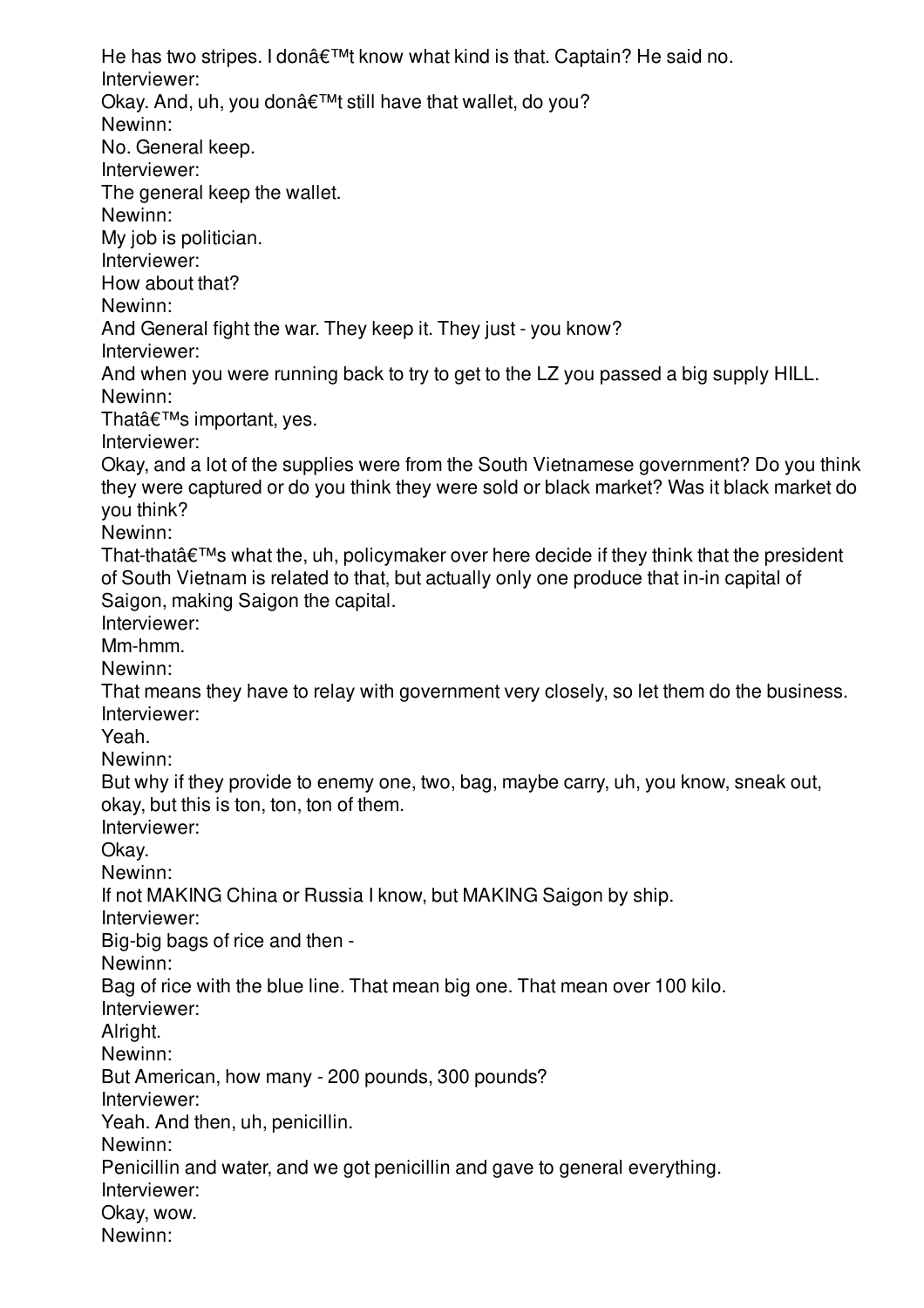He has two stripes. I donâ€™t know what kind is that. Captain? He said no.

Interviewer:

Okay. And, uh, you donâ€™t still have that wallet, do you?

Newinn:

No. General keep.

Interviewer:

The general keep the wallet.

Newinn:

My job is politician.

Interviewer:

How about that?

Newinn:

And General fight the war. They keep it. They just - you know?

Interviewer:

And when you were running back to try to get to the LZ you passed a big supply HILL.

Newinn:

Thatâ€™s important, yes.

Interviewer:

Okay, and a lot of the supplies were from the South Vietnamese government? Do you think they were captured or do you think they were sold or black market? Was it black market do you think?

Newinn:

That-thatâ€™s what the, uh, policymaker over here decide if they think that the president of South Vietnam is related to that, but actually only one produce that in-in capital of Saigon, making Saigon the capital.

Interviewer:

Mm-hmm.

Newinn:

That means they have to relay with government very closely, so let them do the business.

Interviewer:

Yeah.

Newinn:

But why if they provide to enemy one, two, bag, maybe carry, uh, you know, sneak out, okay, but this is ton, ton, ton of them.

Interviewer:

Okay.

Newinn:

If not MAKING China or Russia I know, but MAKING Saigon by ship.

Interviewer:

Big-big bags of rice and then -

Newinn:

Bag of rice with the blue line. That mean big one. That mean over 100 kilo.

Interviewer:

Alright.

Newinn:

But American, how many - 200 pounds, 300 pounds?

Interviewer:

Yeah. And then, uh, penicillin.

Newinn:

Penicillin and water, and we got penicillin and gave to general everything.

Interviewer:

Okay, wow.

Newinn: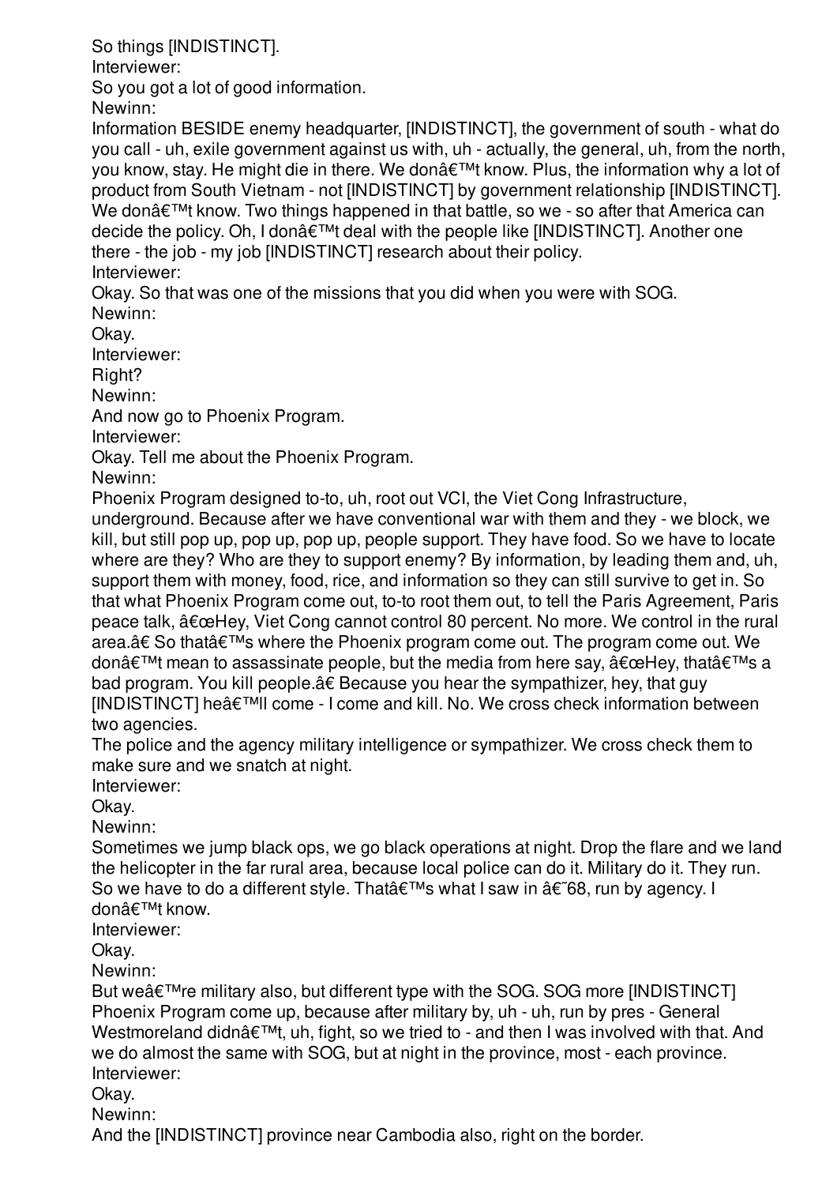So things [INDISTINCT].

Interviewer:

So you got a lot of good information.

Newinn:

Information BESIDE enemy headquarter, [INDISTINCT], the government of south - what do you call - uh, exile government against us with, uh - actually, the general, uh, from the north, you know, stay. He might die in there. We donâ€™t know. Plus, the information why a lot of product from South Vietnam - not [INDISTINCT] by government relationship [INDISTINCT]. We donâ€™t know. Two things happened in that battle, so we - so after that America can decide the policy. Oh, I donâ€™t deal with the people like [INDISTINCT]. Another one there - the job - my job [INDISTINCT] research about their policy.

Interviewer:

Okay. So that was one of the missions that you did when you were with SOG.

Newinn:

Okay.

Interviewer:

Right?

Newinn:

And now go to Phoenix Program.

Interviewer:

Okay. Tell me about the Phoenix Program.

Newinn:

Phoenix Program designed to-to, uh, root out VCI, the Viet Cong Infrastructure, underground. Because after we have conventional war with them and they - we block, we kill, but still pop up, pop up, pop up, people support. They have food. So we have to locate where are they? Who are they to support enemy? By information, by leading them and, uh, support them with money, food, rice, and information so they can still survive to get in. So that what Phoenix Program come out, to-to root them out, to tell the Paris Agreement, Paris peace talk, â€œHey, Viet Cong cannot control 80 percent. No more. We control in the rural area.â€ So thatâ€™s where the Phoenix program come out. The program come out. We donâ€™t mean to assassinate people, but the media from here say, â€œHey, thatâ€™s a bad program. You kill people.â€ Because you hear the sympathizer, hey, that guy [INDISTINCT] heâ€™ll come - I come and kill. No. We cross check information between two agencies.

The police and the agency military intelligence or sympathizer. We cross check them to make sure and we snatch at night.

Interviewer:

Okay.

Newinn:

Sometimes we jump black ops, we go black operations at night. Drop the flare and we land the helicopter in the far rural area, because local police can do it. Military do it. They run. So we have to do a different style. Thatâ€™s what I saw in â€˜68, run by agency. I donâ€™t know.

Interviewer:

Okay.

Newinn:

But weâ€™re military also, but different type with the SOG. SOG more [INDISTINCT] Phoenix Program come up, because after military by, uh - uh, run by pres - General Westmoreland didnâ€™t, uh, fight, so we tried to - and then I was involved with that. And we do almost the same with SOG, but at night in the province, most - each province.

Interviewer:

Okay.

Newinn:

And the [INDISTINCT] province near Cambodia also, right on the border.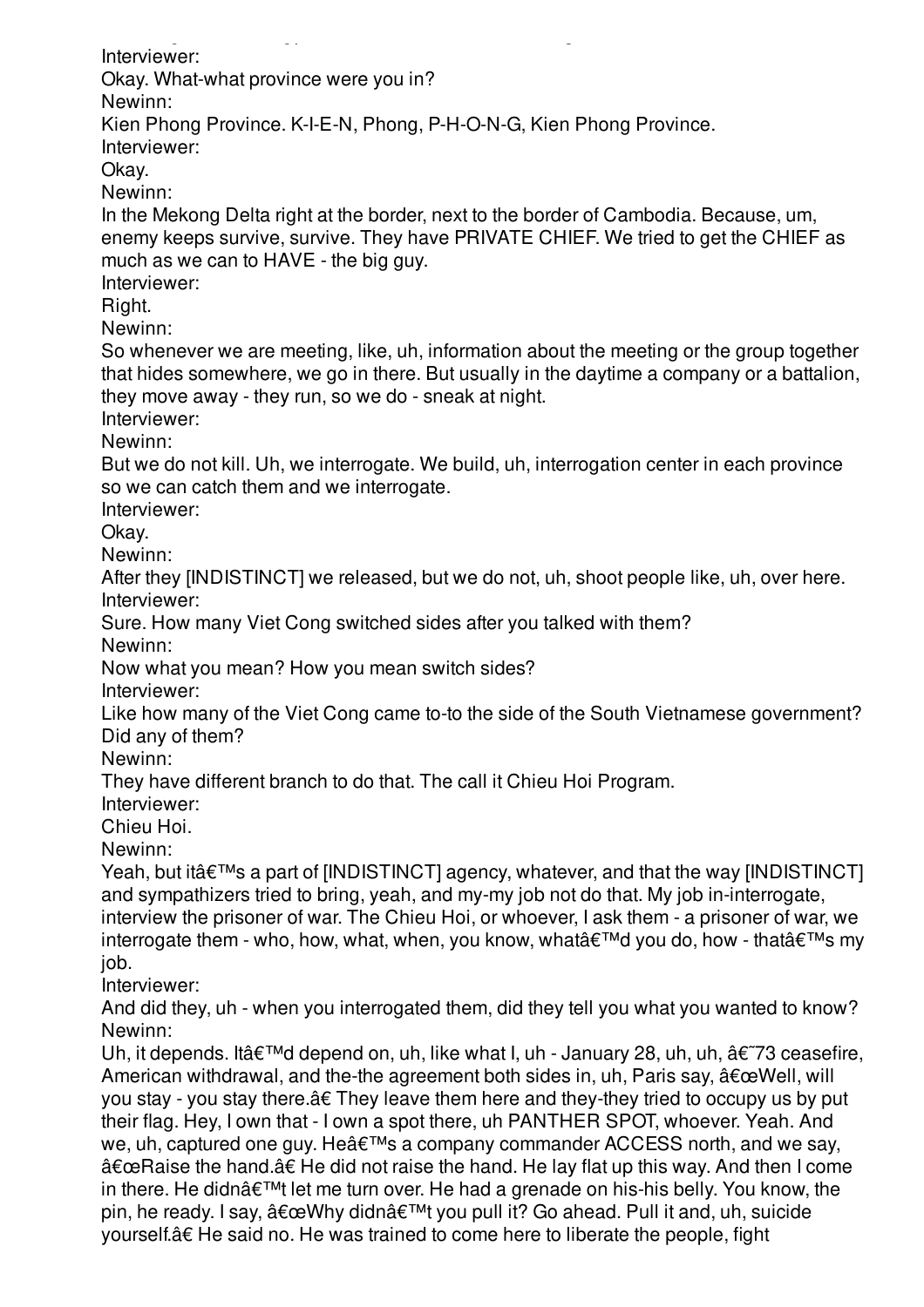Interviewer:

Okay. What-what province were you in?

Newinn:

Kien Phong Province. K-I-E-N, Phong, P-H-O-N-G, Kien Phong Province.

Interviewer:

Okay.

Newinn:

In the Mekong Delta right at the border, next to the border of Cambodia. Because, um, enemy keeps survive, survive. They have PRIVATE CHIEF. We tried to get the CHIEF as much as we can to HAVE - the big guy.

Interviewer:

Right.

Newinn:

So whenever we are meeting, like, uh, information about the meeting or the group together that hides somewhere, we go in there. But usually in the daytime a company or a battalion, they move away - they run, so we do - sneak at night.

Interviewer:

Newinn:

But we do not kill. Uh, we interrogate. We build, uh, interrogation center in each province so we can catch them and we interrogate.

Interviewer:

Okay.

Newinn:

After they [INDISTINCT] we released, but we do not, uh, shoot people like, uh, over here.

Interviewer:

Sure. How many Viet Cong switched sides after you talked with them?

Newinn:

Now what you mean? How you mean switch sides?

Interviewer:

Like how many of the Viet Cong came to-to the side of the South Vietnamese government? Did any of them?

Newinn:

They have different branch to do that. The call it Chieu Hoi Program.

Interviewer:

Chieu Hoi.

Newinn:

Yeah, but itâ€™s a part of [INDISTINCT] agency, whatever, and that the way [INDISTINCT] and sympathizers tried to bring, yeah, and my-my job not do that. My job in-interrogate, interview the prisoner of war. The Chieu Hoi, or whoever, I ask them - a prisoner of war, we interrogate them - who, how, what, when, you know, whatâ€™d you do, how - thatâ€™s my job.

Interviewer:

And did they, uh - when you interrogated them, did they tell you what you wanted to know?

Newinn:

Uh, it depends. Itâ€™d depend on, uh, like what I, uh - January 28, uh, uh, â€˜73 ceasefire, American withdrawal, and the-the agreement both sides in, uh, Paris say, â€œWell, will you stay - you stay there.â€ They leave them here and they-they tried to occupy us by put their flag. Hey, I own that - I own a spot there, uh PANTHER SPOT, whoever. Yeah. And we, uh, captured one guy. Heâ€™s a company commander ACCESS north, and we say, â€œRaise the hand.â€ He did not raise the hand. He lay flat up this way. And then I come in there. He didnâ€™t let me turn over. He had a grenade on his-his belly. You know, the pin, he ready. I say, â€œWhy didnâ€™t you pull it? Go ahead. Pull it and, uh, suicide yourself.â€ He said no. He was trained to come here to liberate the people, fight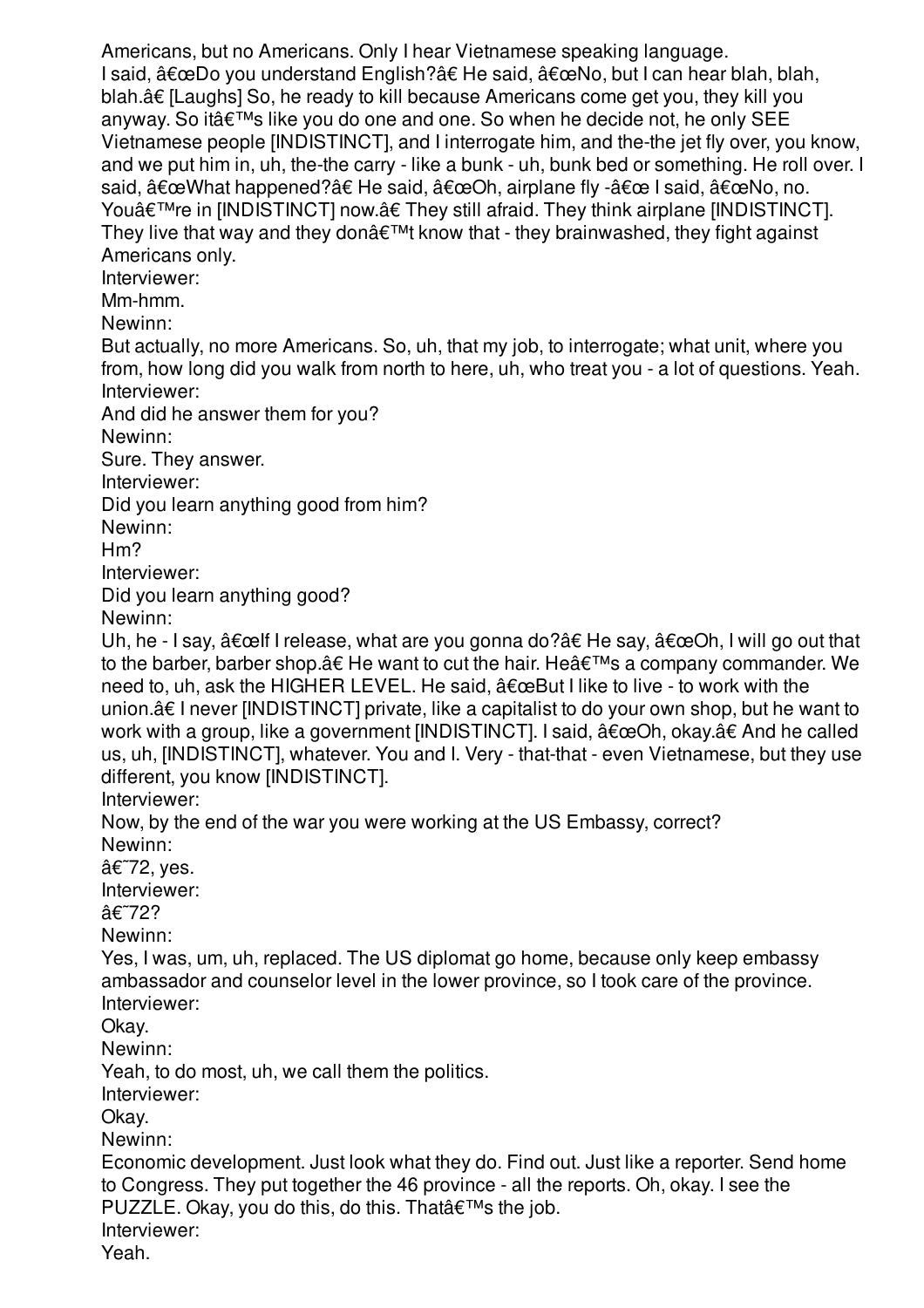Americans, but no Americans. Only I hear Vietnamese speaking language.
I said, â€œDo you understand English?â€ He said, â€œNo, but I can hear blah, blah, blah.â€ [Laughs] So, he ready to kill because Americans come get you, they kill you anyway. So itâ€™s like you do one and one. So when he decide not, he only SEE Vietnamese people [INDISTINCT], and I interrogate him, and the-the jet fly over, you know, and we put him in, uh, the-the carry - like a bunk - uh, bunk bed or something. He roll over. I said, â€œWhat happened?â€ He said, â€œOh, airplane fly -â€œ I said, â€œNo, no. Youâ€™re in [INDISTINCT] now.â€ They still afraid. They think airplane [INDISTINCT]. They live that way and they donâ€™t know that - they brainwashed, they fight against Americans only.

Interviewer:

Mm-hmm.

Newinn:

But actually, no more Americans. So, uh, that my job, to interrogate; what unit, where you from, how long did you walk from north to here, uh, who treat you - a lot of questions. Yeah.

Interviewer:

And did he answer them for you?

Newinn:

Sure. They answer.

Interviewer:

Did you learn anything good from him?

Newinn:

Hm?

Interviewer:

Did you learn anything good?

Newinn:

Uh, he - I say, â€œIf I release, what are you gonna do?â€ He say, â€œOh, I will go out that to the barber, barber shop.â€ He want to cut the hair. Heâ€™s a company commander. We need to, uh, ask the HIGHER LEVEL. He said, â€œBut I like to live - to work with the union.â€ I never [INDISTINCT] private, like a capitalist to do your own shop, but he want to work with a group, like a government [INDISTINCT]. I said, â€œOh, okay.â€ And he called us, uh, [INDISTINCT], whatever. You and I. Very - that-that - even Vietnamese, but they use different, you know [INDISTINCT].

Interviewer:

Now, by the end of the war you were working at the US Embassy, correct?

Newinn:

â€˜72, yes.

Interviewer:

â€˜72?

Newinn:

Yes, I was, um, uh, replaced. The US diplomat go home, because only keep embassy ambassador and counselor level in the lower province, so I took care of the province.

Interviewer:

Okay.

Newinn:

Yeah, to do most, uh, we call them the politics.

Interviewer:

Okay.

Newinn:

Economic development. Just look what they do. Find out. Just like a reporter. Send home to Congress. They put together the 46 province - all the reports. Oh, okay. I see the PUZZLE. Okay, you do this, do this. Thatâ€™s the job.

Interviewer:

Yeah.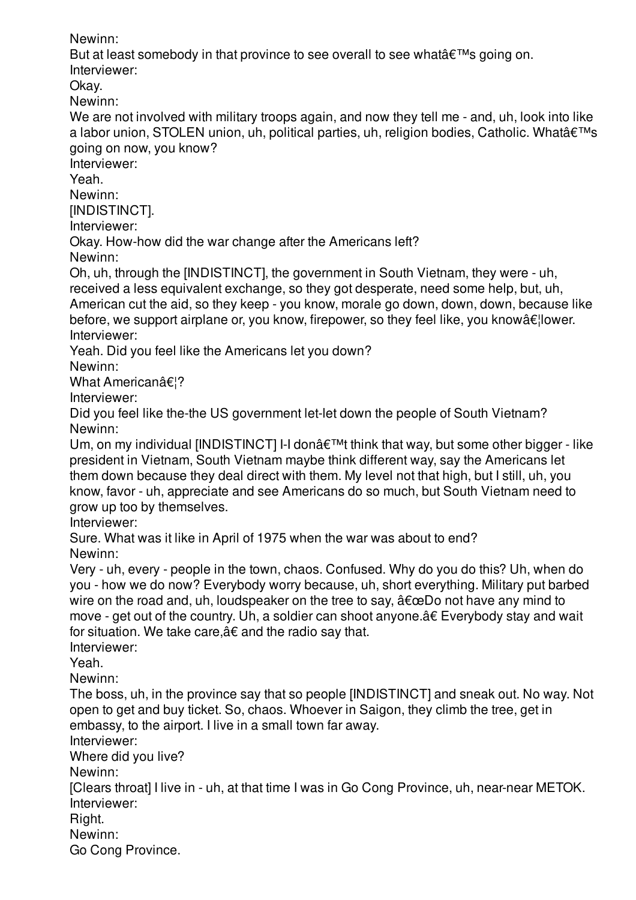Newinn:

But at least somebody in that province to see overall to see whatâ€™s going on.

Interviewer:

Okay.

Newinn:

We are not involved with military troops again, and now they tell me - and, uh, look into like a labor union, STOLEN union, uh, political parties, uh, religion bodies, Catholic. Whatâ€™s going on now, you know?

Interviewer:

Yeah.

Newinn:

[INDISTINCT].

Interviewer:

Okay. How-how did the war change after the Americans left?

Newinn:

Oh, uh, through the [INDISTINCT], the government in South Vietnam, they were - uh, received a less equivalent exchange, so they got desperate, need some help, but, uh, American cut the aid, so they keep - you know, morale go down, down, down, because like before, we support airplane or, you know, firepower, so they feel like, you knowâ€¦lower.

Interviewer:

Yeah. Did you feel like the Americans let you down?

Newinn:

What Americanâ€¦?

Interviewer:

Did you feel like the-the US government let-let down the people of South Vietnam?

Newinn:

Um, on my individual [INDISTINCT] I-I donâ€™t think that way, but some other bigger - like president in Vietnam, South Vietnam maybe think different way, say the Americans let them down because they deal direct with them. My level not that high, but I still, uh, you know, favor - uh, appreciate and see Americans do so much, but South Vietnam need to grow up too by themselves.

Interviewer:

Sure. What was it like in April of 1975 when the war was about to end?

Newinn:

Very - uh, every - people in the town, chaos. Confused. Why do you do this? Uh, when do you - how we do now? Everybody worry because, uh, short everything. Military put barbed wire on the road and, uh, loudspeaker on the tree to say, â€œDo not have any mind to move - get out of the country. Uh, a soldier can shoot anyone.â€ Everybody stay and wait for situation. We take care,â€ and the radio say that.

Interviewer:

Yeah.

Newinn:

The boss, uh, in the province say that so people [INDISTINCT] and sneak out. No way. Not open to get and buy ticket. So, chaos. Whoever in Saigon, they climb the tree, get in embassy, to the airport. I live in a small town far away.

Interviewer:

Where did you live?

Newinn:

[Clears throat] I live in - uh, at that time I was in Go Cong Province, uh, near-near METOK.

Interviewer:

Right.

Newinn:

Go Cong Province.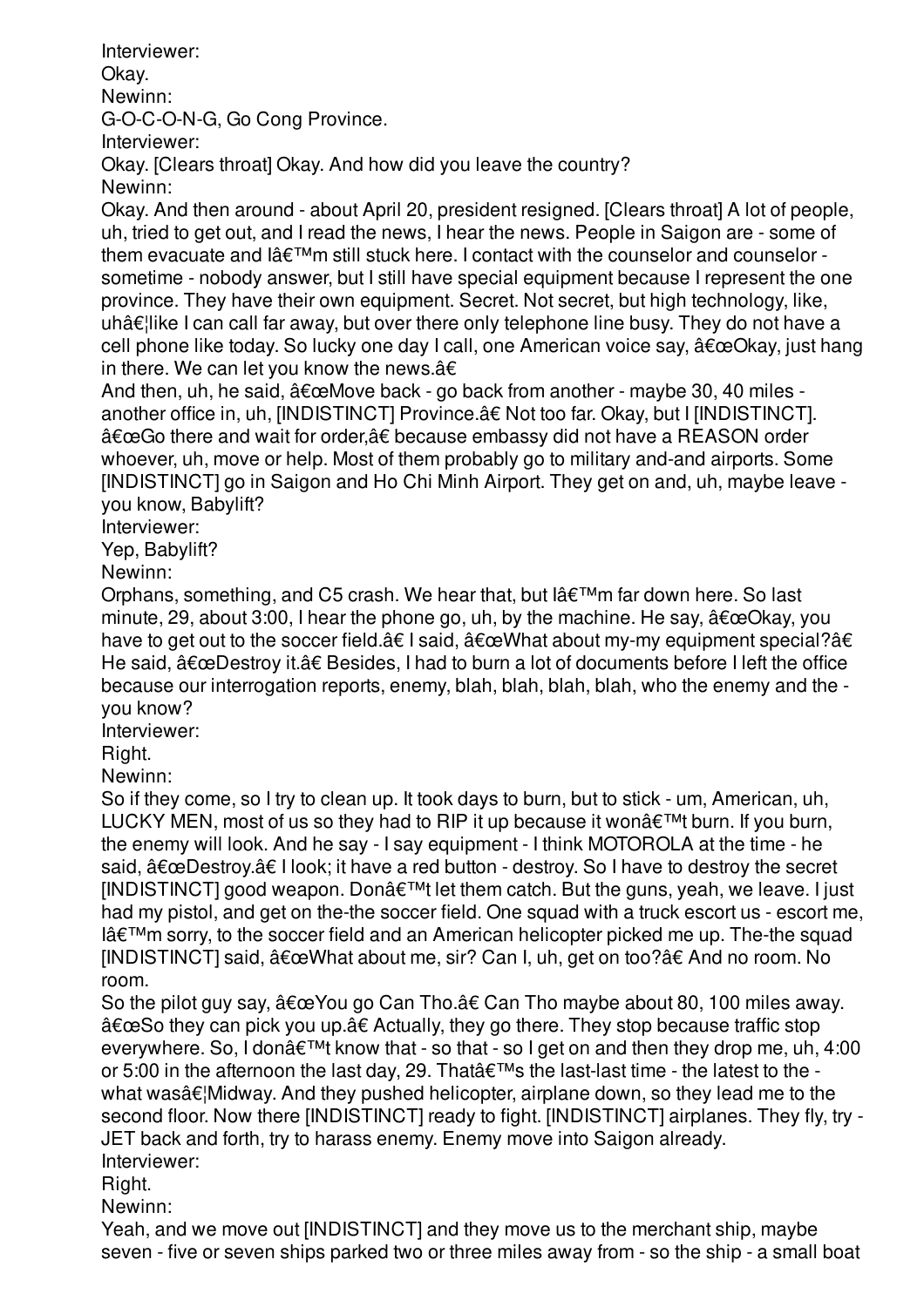Interviewer:

Okay.

Newinn:

G-O-C-O-N-G, Go Cong Province.

Interviewer:

Okay. [Clears throat] Okay. And how did you leave the country?

Newinn:

Okay. And then around - about April 20, president resigned. [Clears throat] A lot of people, uh, tried to get out, and I read the news, I hear the news. People in Saigon are - some of them evacuate and Iâ€™m still stuck here. I contact with the counselor and counselor - sometime - nobody answer, but I still have special equipment because I represent the one province. They have their own equipment. Secret. Not secret, but high technology, like, uhâ€¦like I can call far away, but over there only telephone line busy. They do not have a cell phone like today. So lucky one day I call, one American voice say, â€œOkay, just hang in there. We can let you know the news.â€

And then, uh, he said, â€œMove back - go back from another - maybe 30, 40 miles - another office in, uh, [INDISTINCT] Province.â€ Not too far. Okay, but I [INDISTINCT]. â€œGo there and wait for order,â€ because embassy did not have a REASON order whoever, uh, move or help. Most of them probably go to military and-and airports. Some [INDISTINCT] go in Saigon and Ho Chi Minh Airport. They get on and, uh, maybe leave - you know, Babylift?

Interviewer:

Yep, Babylift?

Newinn:

Orphans, something, and C5 crash. We hear that, but Iâ€™m far down here. So last minute, 29, about 3:00, I hear the phone go, uh, by the machine. He say, â€œOkay, you have to get out to the soccer field.â€ I said, â€œWhat about my-my equipment special?â€ He said, â€œDestroy it.â€ Besides, I had to burn a lot of documents before I left the office because our interrogation reports, enemy, blah, blah, blah, blah, who the enemy and the - you know?

Interviewer:

Right.

Newinn:

So if they come, so I try to clean up. It took days to burn, but to stick - um, American, uh, LUCKY MEN, most of us so they had to RIP it up because it wonâ€™t burn. If you burn, the enemy will look. And he say - I say equipment - I think MOTOROLA at the time - he said, â€œDestroy.â€ I look; it have a red button - destroy. So I have to destroy the secret [INDISTINCT] good weapon. Donâ€™t let them catch. But the guns, yeah, we leave. I just had my pistol, and get on the-the soccer field. One squad with a truck escort us - escort me, Iâ€™m sorry, to the soccer field and an American helicopter picked me up. The-the squad [INDISTINCT] said, â€œWhat about me, sir? Can I, uh, get on too?â€ And no room. No room.

So the pilot guy say, â€œYou go Can Tho.â€ Can Tho maybe about 80, 100 miles away. â€œSo they can pick you up.â€ Actually, they go there. They stop because traffic stop everywhere. So, I donâ€™t know that - so that - so I get on and then they drop me, uh, 4:00 or 5:00 in the afternoon the last day, 29. Thatâ€™s the last-last time - the latest to the - what wasâ€¦Midway. And they pushed helicopter, airplane down, so they lead me to the second floor. Now there [INDISTINCT] ready to fight. [INDISTINCT] airplanes. They fly, try - JET back and forth, try to harass enemy. Enemy move into Saigon already.

Interviewer:

Right.

Newinn:

Yeah, and we move out [INDISTINCT] and they move us to the merchant ship, maybe seven - five or seven ships parked two or three miles away from - so the ship - a small boat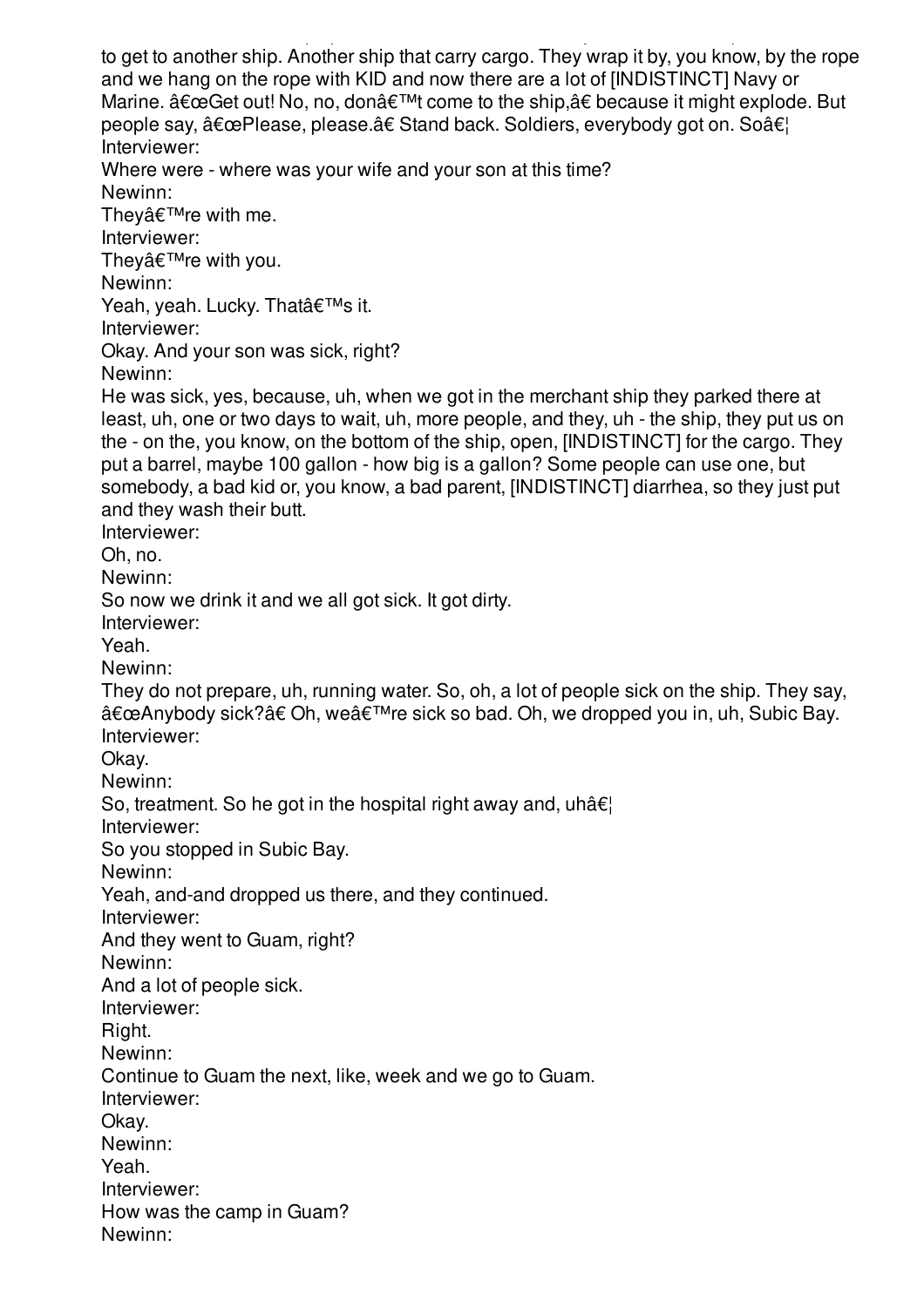to get to another ship. Another ship that carry cargo. They wrap it by, you know, by the rope and we hang on the rope with KID and now there are a lot of [INDISTINCT] Navy or Marine. â€œGet out! No, no, donâ€™t come to the ship,â€ because it might explode. But people say, â€œPlease, please.â€ Stand back. Soldiers, everybody got on. Soâ€¦

Interviewer:

Where were - where was your wife and your son at this time?

Newinn:

Theyâ€™re with me.

Interviewer:

Theyâ€™re with you.

Newinn:

Yeah, yeah. Lucky. Thatâ€™s it.

Interviewer:

Okay. And your son was sick, right?

Newinn:

He was sick, yes, because, uh, when we got in the merchant ship they parked there at least, uh, one or two days to wait, uh, more people, and they, uh - the ship, they put us on the - on the, you know, on the bottom of the ship, open, [INDISTINCT] for the cargo. They put a barrel, maybe 100 gallon - how big is a gallon? Some people can use one, but somebody, a bad kid or, you know, a bad parent, [INDISTINCT] diarrhea, so they just put and they wash their butt.

Interviewer:

Oh, no.

Newinn:

So now we drink it and we all got sick. It got dirty.

Interviewer:

Yeah.

Newinn:

They do not prepare, uh, running water. So, oh, a lot of people sick on the ship. They say, â€œAnybody sick?â€ Oh, weâ€™re sick so bad. Oh, we dropped you in, uh, Subic Bay.

Interviewer:

Okay.

Newinn:

So, treatment. So he got in the hospital right away and, uhâ€¦

Interviewer:

So you stopped in Subic Bay.

Newinn:

Yeah, and-and dropped us there, and they continued.

Interviewer:

And they went to Guam, right?

Newinn:

And a lot of people sick.

Interviewer:

Right.

Newinn:

Continue to Guam the next, like, week and we go to Guam.

Interviewer:

Okay.

Newinn:

Yeah.

Interviewer:

How was the camp in Guam?

Newinn: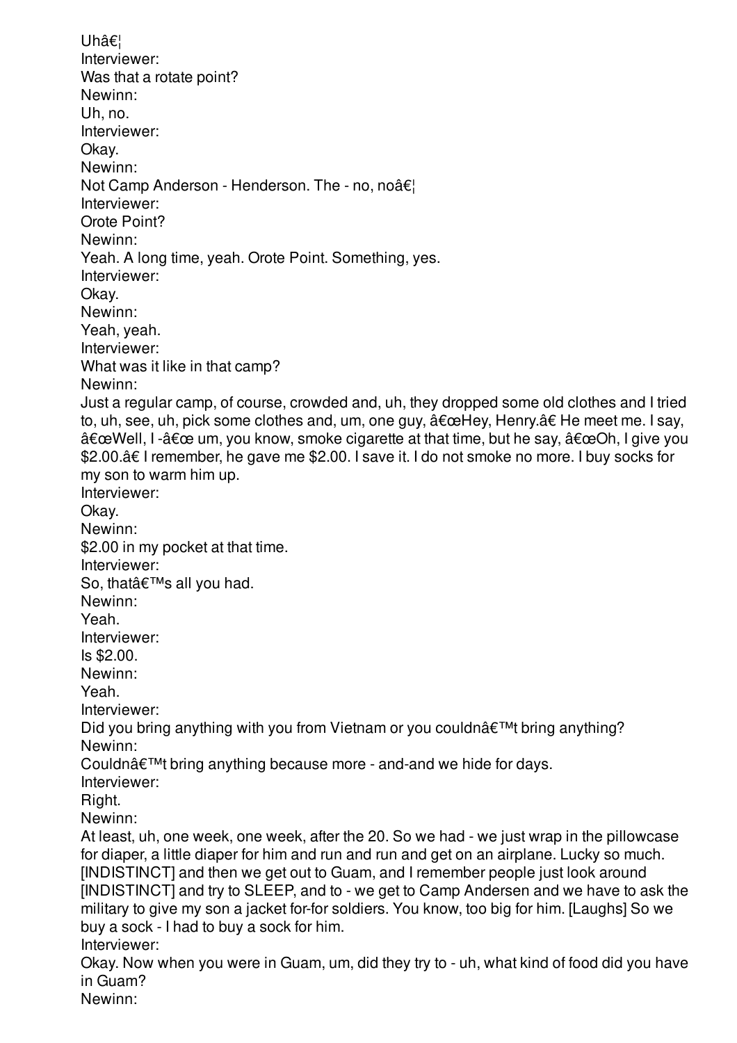Uhâ€¦

Interviewer:

Was that a rotate point?

Newinn:

Uh, no.

Interviewer:

Okay.

Newinn:

Not Camp Anderson - Henderson. The - no, noâ€¦

Interviewer:

Orote Point?

Newinn:

Yeah. A long time, yeah. Orote Point. Something, yes.

Interviewer:

Okay.

Newinn:

Yeah, yeah.

Interviewer:

What was it like in that camp?

Newinn:

Just a regular camp, of course, crowded and, uh, they dropped some old clothes and I tried to, uh, see, uh, pick some clothes and, um, one guy, â€œHey, Henry.â€ He meet me. I say, â€œWell, I -â€œ um, you know, smoke cigarette at that time, but he say, â€œOh, I give you $2.00.â€ I remember, he gave me $2.00. I save it. I do not smoke no more. I buy socks for my son to warm him up.

Interviewer:

Okay.

Newinn:

$2.00 in my pocket at that time.

Interviewer:

So, thatâ€™s all you had.

Newinn:

Yeah.

Interviewer:

Is $2.00.

Newinn:

Yeah.

Interviewer:

Did you bring anything with you from Vietnam or you couldnâ€™t bring anything?

Newinn:

Couldnâ€™t bring anything because more - and-and we hide for days.

Interviewer:

Right.

Newinn:

At least, uh, one week, one week, after the 20. So we had - we just wrap in the pillowcase for diaper, a little diaper for him and run and run and get on an airplane. Lucky so much. [INDISTINCT] and then we get out to Guam, and I remember people just look around [INDISTINCT] and try to SLEEP, and to - we get to Camp Andersen and we have to ask the military to give my son a jacket for-for soldiers. You know, too big for him. [Laughs] So we buy a sock - I had to buy a sock for him.

Interviewer:

Okay. Now when you were in Guam, um, did they try to - uh, what kind of food did you have in Guam?

Newinn: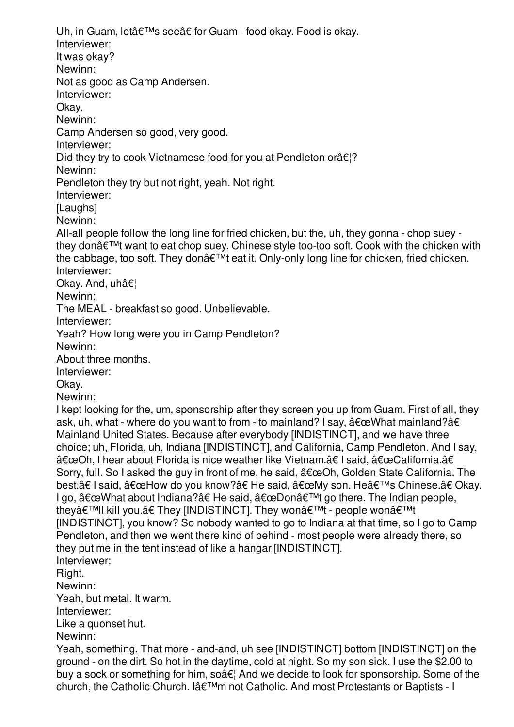Uh, in Guam, letâ€™s seeâ€¦for Guam - food okay. Food is okay.
Interviewer:
It was okay?
Newinn:
Not as good as Camp Andersen.
Interviewer:
Okay.
Newinn:
Camp Andersen so good, very good.
Interviewer:
Did they try to cook Vietnamese food for you at Pendleton orâ€¦?
Newinn:
Pendleton they try but not right, yeah. Not right.
Interviewer:
[Laughs]
Newinn:
All-all people follow the long line for fried chicken, but the, uh, they gonna - chop suey - they donâ€™t want to eat chop suey. Chinese style too-too soft. Cook with the chicken with the cabbage, too soft. They donâ€™t eat it. Only-only long line for chicken, fried chicken.
Interviewer:
Okay. And, uhâ€¦
Newinn:
The MEAL - breakfast so good. Unbelievable.
Interviewer:
Yeah? How long were you in Camp Pendleton?
Newinn:
About three months.
Interviewer:
Okay.
Newinn:
I kept looking for the, um, sponsorship after they screen you up from Guam. First of all, they ask, uh, what - where do you want to from - to mainland? I say, â€œWhat mainland?â€ Mainland United States. Because after everybody [INDISTINCT], and we have three choice; uh, Florida, uh, Indiana [INDISTINCT], and California, Camp Pendleton. And I say, â€œOh, I hear about Florida is nice weather like Vietnam.â€ I said, â€œCalifornia.â€ Sorry, full. So I asked the guy in front of me, he said, â€œOh, Golden State California. The best.â€ I said, â€œHow do you know?â€ He said, â€œMy son. Heâ€™s Chinese.â€ Okay. I go, â€œWhat about Indiana?â€ He said, â€œDonâ€™t go there. The Indian people, theyâ€™ll kill you.â€ They [INDISTINCT]. They wonâ€™t - people wonâ€™t [INDISTINCT], you know? So nobody wanted to go to Indiana at that time, so I go to Camp Pendleton, and then we went there kind of behind - most people were already there, so they put me in the tent instead of like a hangar [INDISTINCT].
Interviewer:
Right.
Newinn:
Yeah, but metal. It warm.
Interviewer:
Like a quonset hut.
Newinn:
Yeah, something. That more - and-and, uh see [INDISTINCT] bottom [INDISTINCT] on the ground - on the dirt. So hot in the daytime, cold at night. So my son sick. I use the $2.00 to buy a sock or something for him, soâ€¦ And we decide to look for sponsorship. Some of the church, the Catholic Church. Iâ€™m not Catholic. And most Protestants or Baptists - I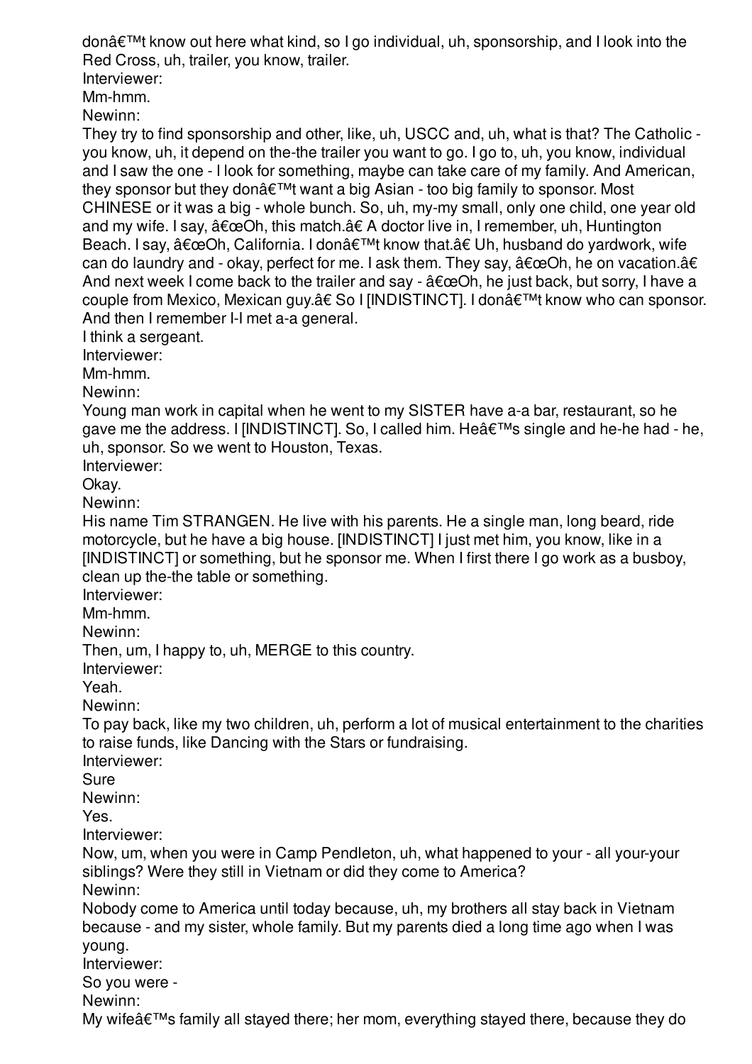donâ€™t know out here what kind, so I go individual, uh, sponsorship, and I look into the Red Cross, uh, trailer, you know, trailer.

Interviewer:

Mm-hmm.

Newinn:

They try to find sponsorship and other, like, uh, USCC and, uh, what is that? The Catholic - you know, uh, it depend on the-the trailer you want to go. I go to, uh, you know, individual and I saw the one - I look for something, maybe can take care of my family. And American, they sponsor but they donâ€™t want a big Asian - too big family to sponsor. Most CHINESE or it was a big - whole bunch. So, uh, my-my small, only one child, one year old and my wife. I say, â€œOh, this match.â€ A doctor live in, I remember, uh, Huntington Beach. I say, â€œOh, California. I donâ€™t know that.â€ Uh, husband do yardwork, wife can do laundry and - okay, perfect for me. I ask them. They say, â€œOh, he on vacation.â€ And next week I come back to the trailer and say - â€œOh, he just back, but sorry, I have a couple from Mexico, Mexican guy.â€ So I [INDISTINCT]. I donâ€™t know who can sponsor. And then I remember I-I met a-a general.

I think a sergeant.

Interviewer:

Mm-hmm.

Newinn:

Young man work in capital when he went to my SISTER have a-a bar, restaurant, so he gave me the address. I [INDISTINCT]. So, I called him. Heâ€™s single and he-he had - he, uh, sponsor. So we went to Houston, Texas.

Interviewer:

Okay.

Newinn:

His name Tim STRANGEN. He live with his parents. He a single man, long beard, ride motorcycle, but he have a big house. [INDISTINCT] I just met him, you know, like in a [INDISTINCT] or something, but he sponsor me. When I first there I go work as a busboy, clean up the-the table or something.

Interviewer:

Mm-hmm.

Newinn:

Then, um, I happy to, uh, MERGE to this country.

Interviewer:

Yeah.

Newinn:

To pay back, like my two children, uh, perform a lot of musical entertainment to the charities to raise funds, like Dancing with the Stars or fundraising.

Interviewer:

Sure

Newinn:

Yes.

Interviewer:

Now, um, when you were in Camp Pendleton, uh, what happened to your - all your-your siblings? Were they still in Vietnam or did they come to America?

Newinn:

Nobody come to America until today because, uh, my brothers all stay back in Vietnam because - and my sister, whole family. But my parents died a long time ago when I was young.

Interviewer:

So you were -

Newinn:

My wifeâ€™s family all stayed there; her mom, everything stayed there, because they do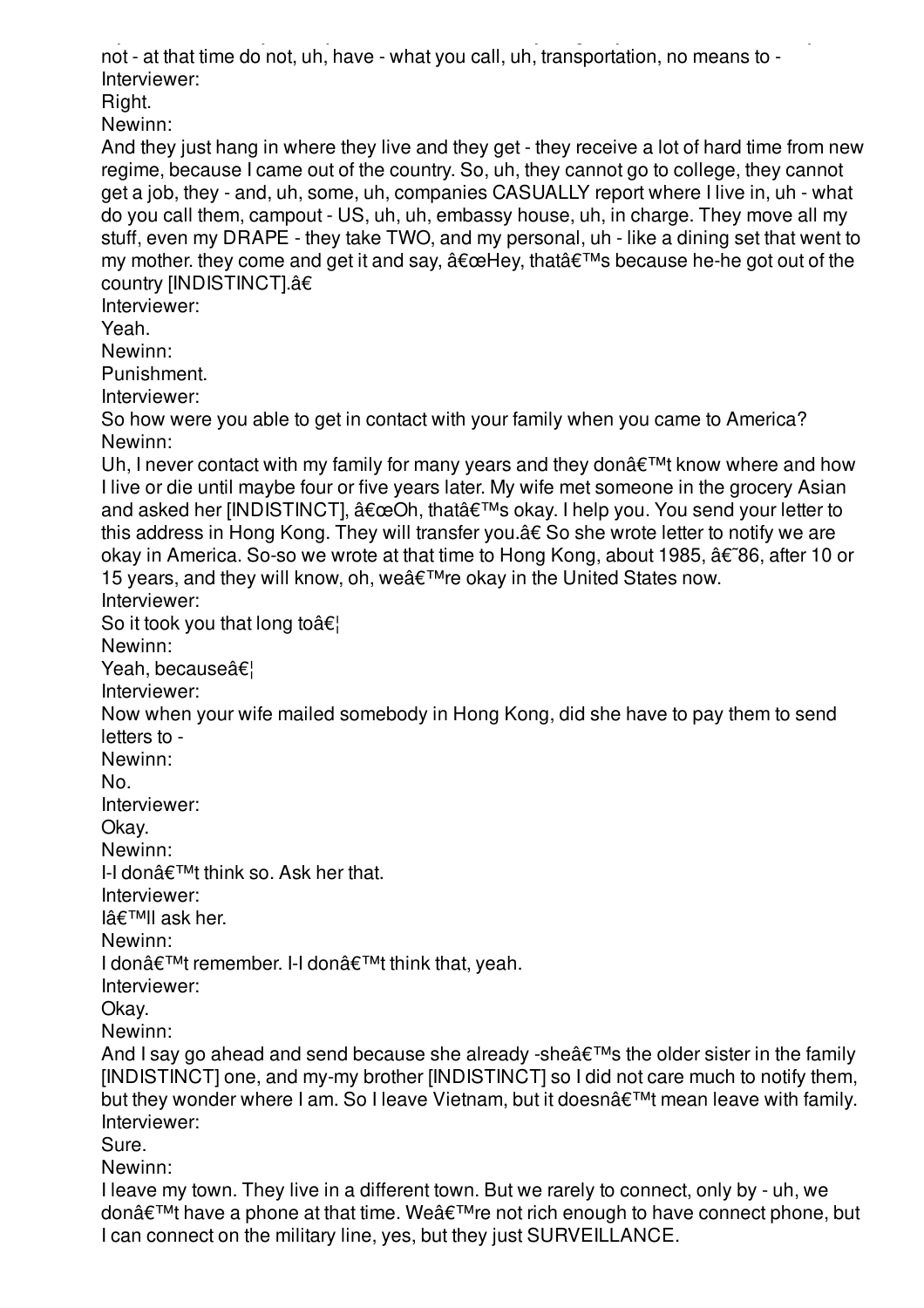not - at that time do not, uh, have - what you call, uh, transportation, no means to -

Interviewer:

Right.

Newinn:

And they just hang in where they live and they get - they receive a lot of hard time from new regime, because I came out of the country. So, uh, they cannot go to college, they cannot get a job, they - and, uh, some, uh, companies CASUALLY report where I live in, uh - what do you call them, campout - US, uh, uh, embassy house, uh, in charge. They move all my stuff, even my DRAPE - they take TWO, and my personal, uh - like a dining set that went to my mother. they come and get it and say, â€œHey, thatâ€™s because he-he got out of the country [INDISTINCT].â€

Interviewer:

Yeah.

Newinn:

Punishment.

Interviewer:

So how were you able to get in contact with your family when you came to America?

Newinn:

Uh, I never contact with my family for many years and they donâ€™t know where and how I live or die until maybe four or five years later. My wife met someone in the grocery Asian and asked her [INDISTINCT], â€œOh, thatâ€™s okay. I help you. You send your letter to this address in Hong Kong. They will transfer you.â€ So she wrote letter to notify we are okay in America. So-so we wrote at that time to Hong Kong, about 1985, â€˜86, after 10 or 15 years, and they will know, oh, weâ€™re okay in the United States now.

Interviewer:

So it took you that long toâ€¦

Newinn:

Yeah, becauseâ€¦

Interviewer:

Now when your wife mailed somebody in Hong Kong, did she have to pay them to send letters to -

Newinn:

No.

Interviewer:

Okay.

Newinn:

I-I donâ€™t think so. Ask her that.

Interviewer:

Iâ€™ll ask her.

Newinn:

I donâ€™t remember. I-I donâ€™t think that, yeah.

Interviewer:

Okay.

Newinn:

And I say go ahead and send because she already -sheâ€™s the older sister in the family [INDISTINCT] one, and my-my brother [INDISTINCT] so I did not care much to notify them, but they wonder where I am. So I leave Vietnam, but it doesnâ€™t mean leave with family.

Interviewer:

Sure.

Newinn:

I leave my town. They live in a different town. But we rarely to connect, only by - uh, we donâ€™t have a phone at that time. Weâ€™re not rich enough to have connect phone, but I can connect on the military line, yes, but they just SURVEILLANCE.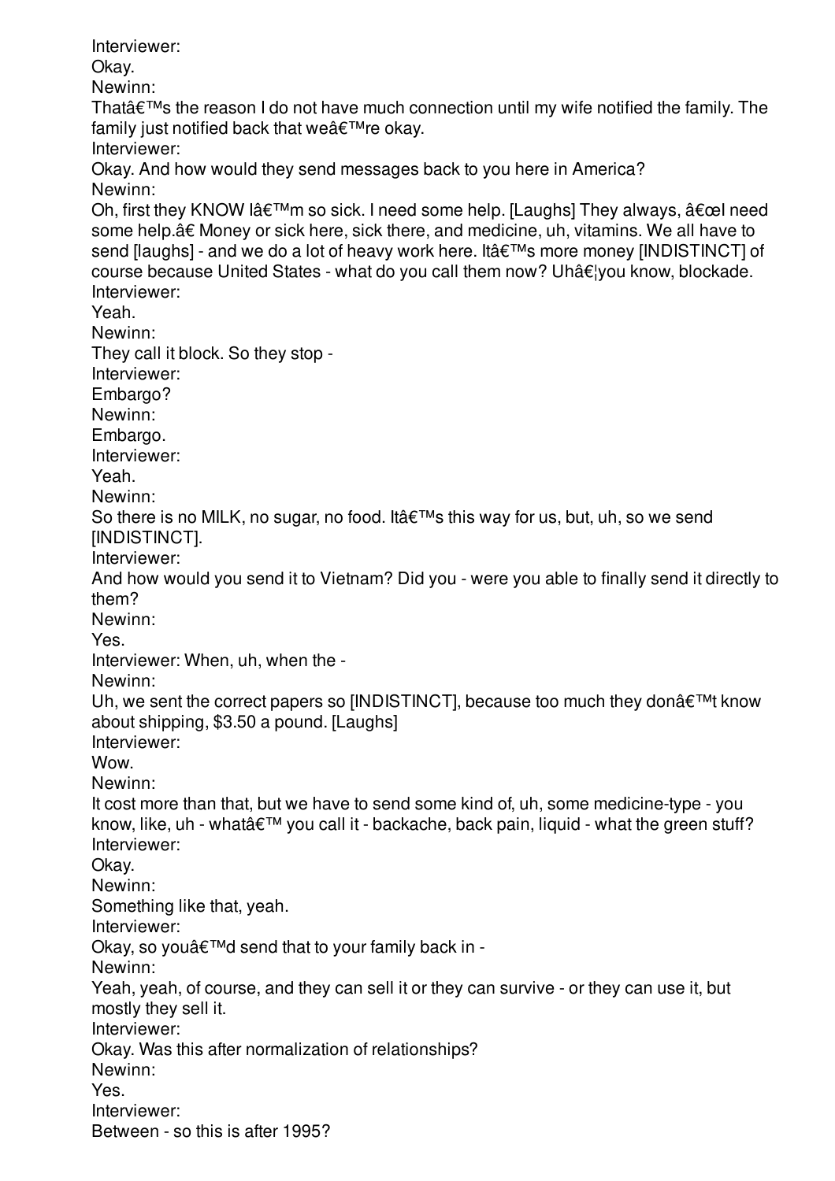Interviewer:
Okay.
Newinn:
Thatâ€™s the reason I do not have much connection until my wife notified the family. The family just notified back that weâ€™re okay.
Interviewer:
Okay. And how would they send messages back to you here in America?
Newinn:
Oh, first they KNOW Iâ€™m so sick. I need some help. [Laughs] They always, â€œI need some help.â€ Money or sick here, sick there, and medicine, uh, vitamins. We all have to send [laughs] - and we do a lot of heavy work here. Itâ€™s more money [INDISTINCT] of course because United States - what do you call them now? Uhâ€¦you know, blockade.
Interviewer:
Yeah.
Newinn:
They call it block. So they stop -
Interviewer:
Embargo?
Newinn:
Embargo.
Interviewer:
Yeah.
Newinn:
So there is no MILK, no sugar, no food. Itâ€™s this way for us, but, uh, so we send [INDISTINCT].
Interviewer:
And how would you send it to Vietnam? Did you - were you able to finally send it directly to them?
Newinn:
Yes.
Interviewer: When, uh, when the -
Newinn:
Uh, we sent the correct papers so [INDISTINCT], because too much they donâ€™t know about shipping, $3.50 a pound. [Laughs]
Interviewer:
Wow.
Newinn:
It cost more than that, but we have to send some kind of, uh, some medicine-type - you know, like, uh - whatâ€™ you call it - backache, back pain, liquid - what the green stuff?
Interviewer:
Okay.
Newinn:
Something like that, yeah.
Interviewer:
Okay, so youâ€™d send that to your family back in -
Newinn:
Yeah, yeah, of course, and they can sell it or they can survive - or they can use it, but mostly they sell it.
Interviewer:
Okay. Was this after normalization of relationships?
Newinn:
Yes.
Interviewer:
Between - so this is after 1995?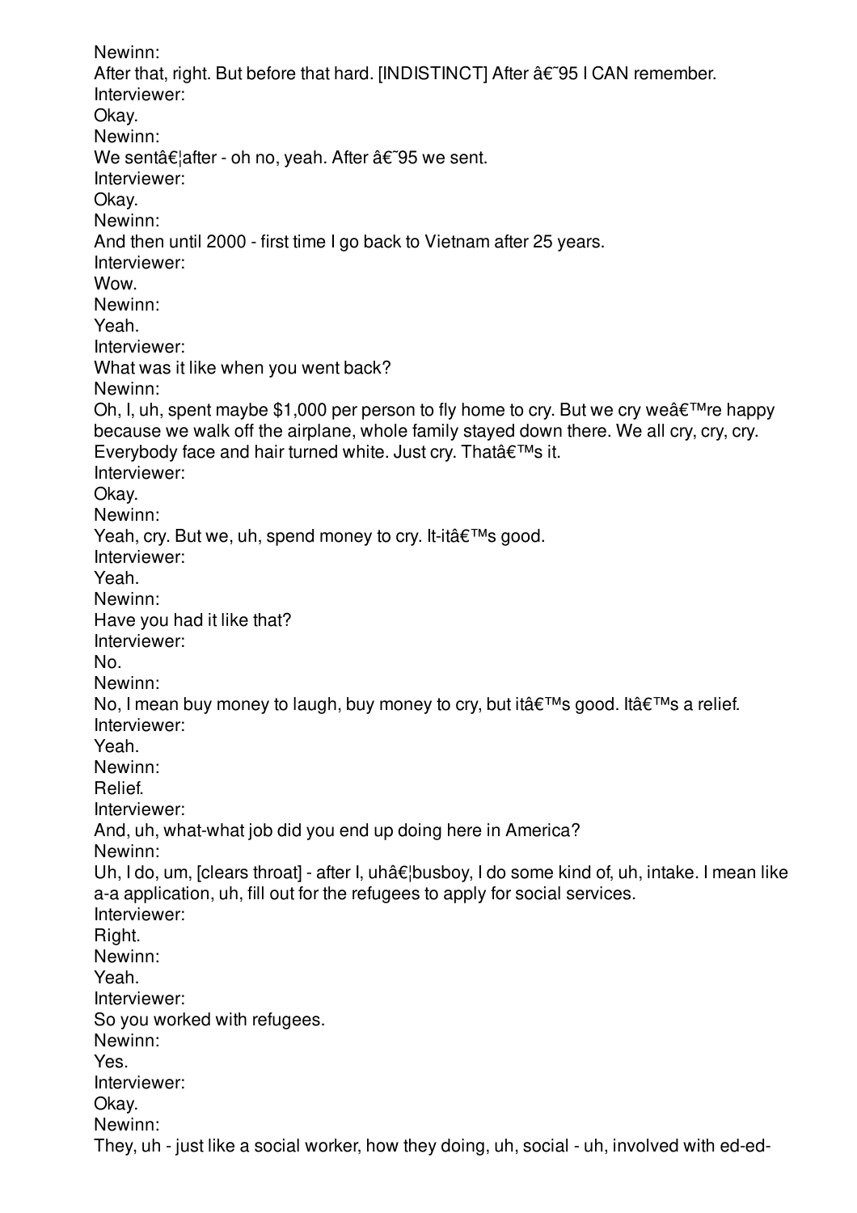Newinn:
After that, right. But before that hard. [INDISTINCT] After â€˜95 I CAN remember.
Interviewer:
Okay.
Newinn:
We sentâ€¦after - oh no, yeah. After â€˜95 we sent.
Interviewer:
Okay.
Newinn:
And then until 2000 - first time I go back to Vietnam after 25 years.
Interviewer:
Wow.
Newinn:
Yeah.
Interviewer:
What was it like when you went back?
Newinn:
Oh, I, uh, spent maybe $1,000 per person to fly home to cry. But we cry weâ€™re happy because we walk off the airplane, whole family stayed down there. We all cry, cry, cry. Everybody face and hair turned white. Just cry. Thatâ€™s it.
Interviewer:
Okay.
Newinn:
Yeah, cry. But we, uh, spend money to cry. It-itâ€™s good.
Interviewer:
Yeah.
Newinn:
Have you had it like that?
Interviewer:
No.
Newinn:
No, I mean buy money to laugh, buy money to cry, but itâ€™s good. Itâ€™s a relief.
Interviewer:
Yeah.
Newinn:
Relief.
Interviewer:
And, uh, what-what job did you end up doing here in America?
Newinn:
Uh, I do, um, [clears throat] - after I, uhâ€¦busboy, I do some kind of, uh, intake. I mean like a-a application, uh, fill out for the refugees to apply for social services.
Interviewer:
Right.
Newinn:
Yeah.
Interviewer:
So you worked with refugees.
Newinn:
Yes.
Interviewer:
Okay.
Newinn:
They, uh - just like a social worker, how they doing, uh, social - uh, involved with ed-ed-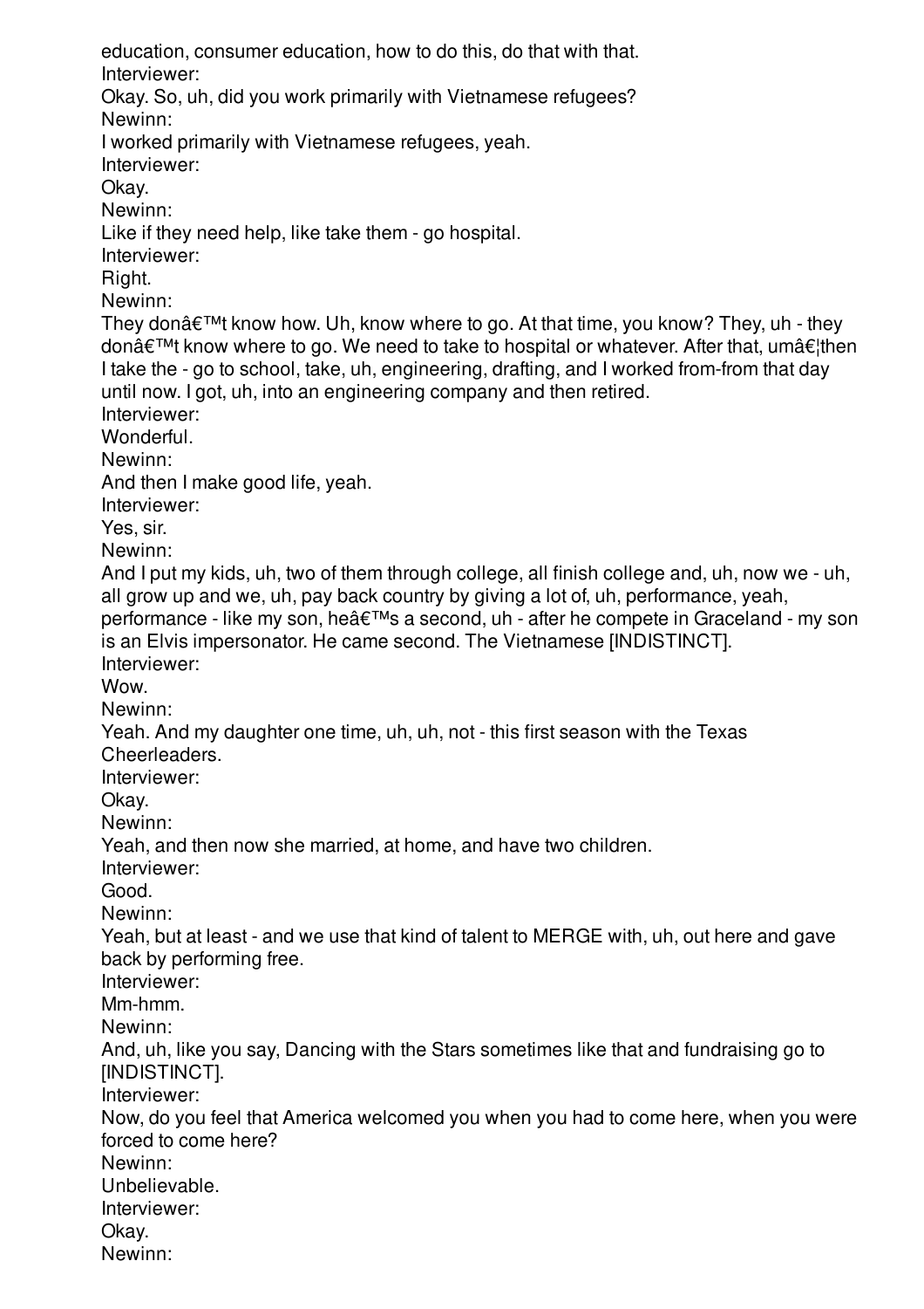education, consumer education, how to do this, do that with that.

Interviewer:

Okay. So, uh, did you work primarily with Vietnamese refugees?

Newinn:

I worked primarily with Vietnamese refugees, yeah.

Interviewer:

Okay.

Newinn:

Like if they need help, like take them - go hospital.

Interviewer:

Right.

Newinn:

They donâ€™t know how. Uh, know where to go. At that time, you know? They, uh - they donâ€™t know where to go. We need to take to hospital or whatever. After that, umâ€¦then I take the - go to school, take, uh, engineering, drafting, and I worked from-from that day until now. I got, uh, into an engineering company and then retired.

Interviewer:

Wonderful.

Newinn:

And then I make good life, yeah.

Interviewer:

Yes, sir.

Newinn:

And I put my kids, uh, two of them through college, all finish college and, uh, now we - uh, all grow up and we, uh, pay back country by giving a lot of, uh, performance, yeah, performance - like my son, heâ€™s a second, uh - after he compete in Graceland - my son is an Elvis impersonator. He came second. The Vietnamese [INDISTINCT].

Interviewer:

Wow.

Newinn:

Yeah. And my daughter one time, uh, uh, not - this first season with the Texas Cheerleaders.

Interviewer:

Okay.

Newinn:

Yeah, and then now she married, at home, and have two children.

Interviewer:

Good.

Newinn:

Yeah, but at least - and we use that kind of talent to MERGE with, uh, out here and gave back by performing free.

Interviewer:

Mm-hmm.

Newinn:

And, uh, like you say, Dancing with the Stars sometimes like that and fundraising go to [INDISTINCT].

Interviewer:

Now, do you feel that America welcomed you when you had to come here, when you were forced to come here?

Newinn:

Unbelievable.

Interviewer:

Okay.

Newinn: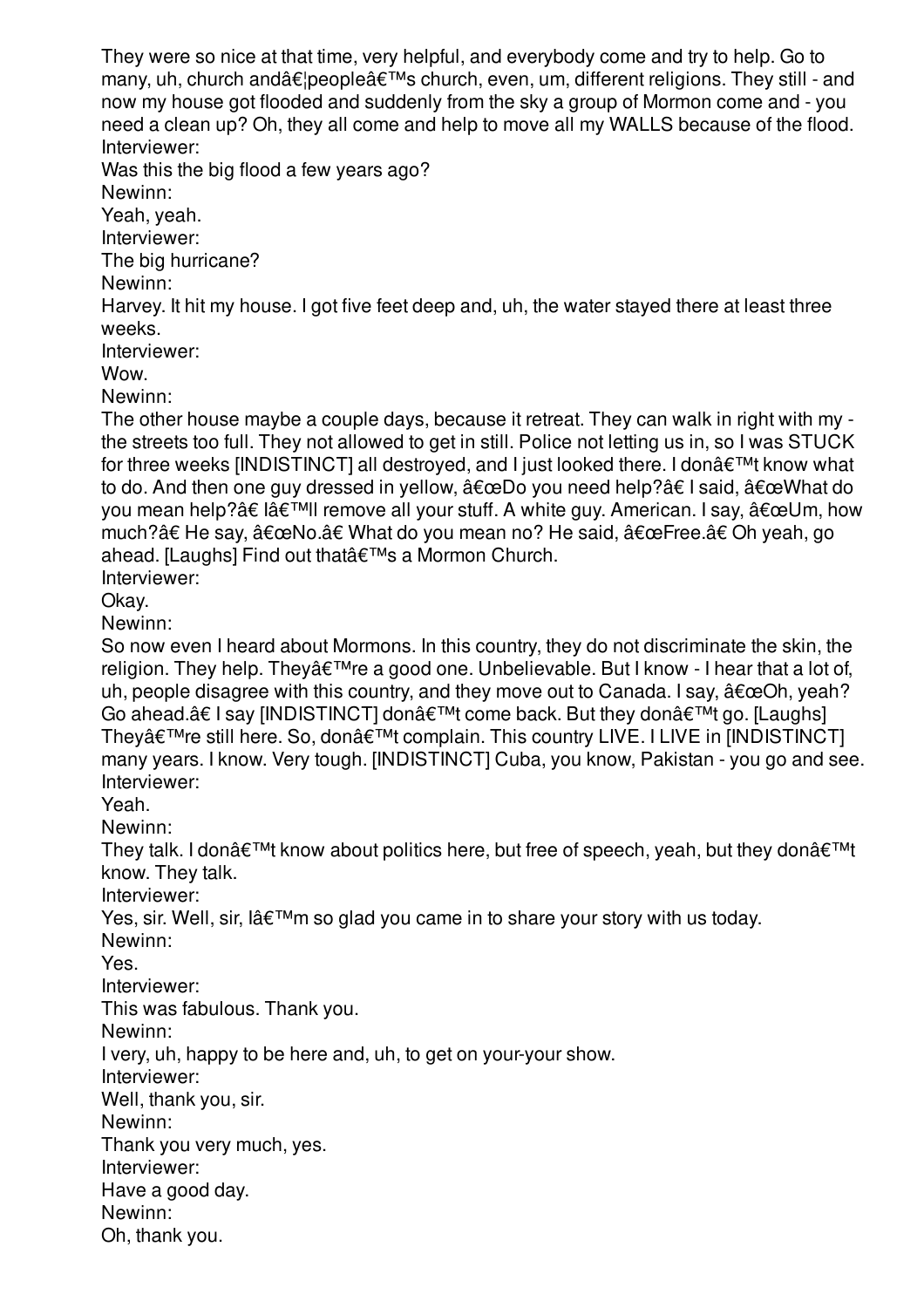They were so nice at that time, very helpful, and everybody come and try to help. Go to many, uh, church andâ€¦peopleâ€™s church, even, um, different religions. They still - and now my house got flooded and suddenly from the sky a group of Mormon come and - you need a clean up? Oh, they all come and help to move all my WALLS because of the flood.

Interviewer:

Was this the big flood a few years ago?

Newinn:

Yeah, yeah.

Interviewer:

The big hurricane?

Newinn:

Harvey. It hit my house. I got five feet deep and, uh, the water stayed there at least three weeks.

Interviewer:

Wow.

Newinn:

The other house maybe a couple days, because it retreat. They can walk in right with my - the streets too full. They not allowed to get in still. Police not letting us in, so I was STUCK for three weeks [INDISTINCT] all destroyed, and I just looked there. I donâ€™t know what to do. And then one guy dressed in yellow, â€œDo you need help?â€ I said, â€œWhat do you mean help?â€ Iâ€™ll remove all your stuff. A white guy. American. I say, â€œUm, how much?â€ He say, â€œNo.â€ What do you mean no? He said, â€œFree.â€ Oh yeah, go ahead. [Laughs] Find out thatâ€™s a Mormon Church.

Interviewer:

Okay.

Newinn:

So now even I heard about Mormons. In this country, they do not discriminate the skin, the religion. They help. Theyâ€™re a good one. Unbelievable. But I know - I hear that a lot of, uh, people disagree with this country, and they move out to Canada. I say, â€œOh, yeah? Go ahead.â€ I say [INDISTINCT] donâ€™t come back. But they donâ€™t go. [Laughs] Theyâ€™re still here. So, donâ€™t complain. This country LIVE. I LIVE in [INDISTINCT] many years. I know. Very tough. [INDISTINCT] Cuba, you know, Pakistan - you go and see.

Interviewer:

Yeah.

Newinn:

They talk. I donâ€™t know about politics here, but free of speech, yeah, but they donâ€™t know. They talk.

Interviewer:

Yes, sir. Well, sir, Iâ€™m so glad you came in to share your story with us today.

Newinn:

Yes.

Interviewer:

This was fabulous. Thank you.

Newinn:

I very, uh, happy to be here and, uh, to get on your-your show.

Interviewer:

Well, thank you, sir.

Newinn:

Thank you very much, yes.

Interviewer:

Have a good day.

Newinn:

Oh, thank you.